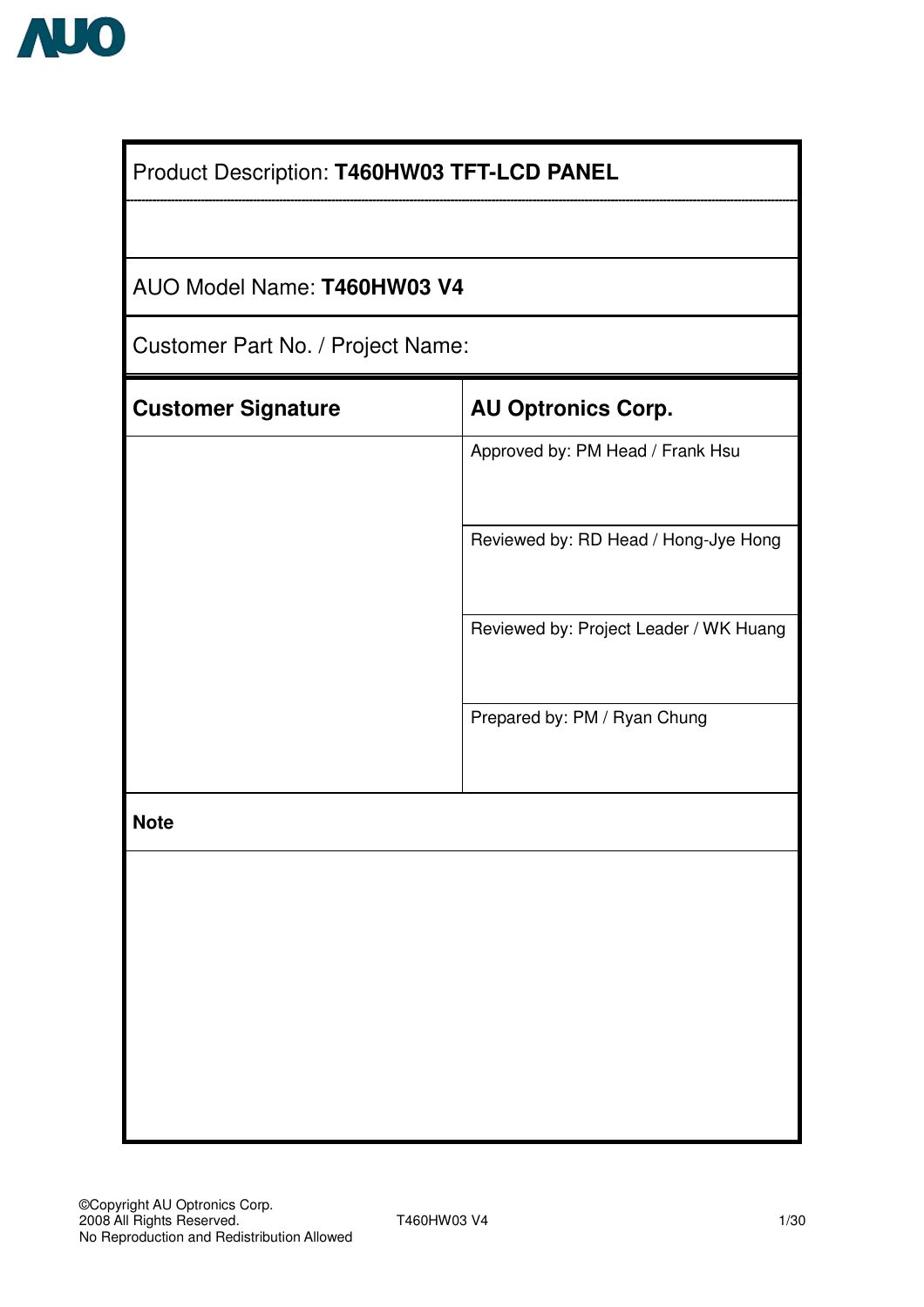Product Description: **T460HW03 TFT-LCD PANEL**

AUO Model Name: **T460HW03 V4**

Customer Part No. / Project Name:

| **Customer Signature** | **AU Optronics Corp.** |
|---|---|
| | Approved by: PM Head / Frank Hsu |
| | Reviewed by: RD Head / Hong-Jye Hong |
| | Reviewed by: Project Leader / WK Huang |
| | Prepared by: PM / Ryan Chung |

**Note**

©Copyright AU Optronics Corp.
2008 All Rights Reserved.
No Reproduction and Redistribution Allowed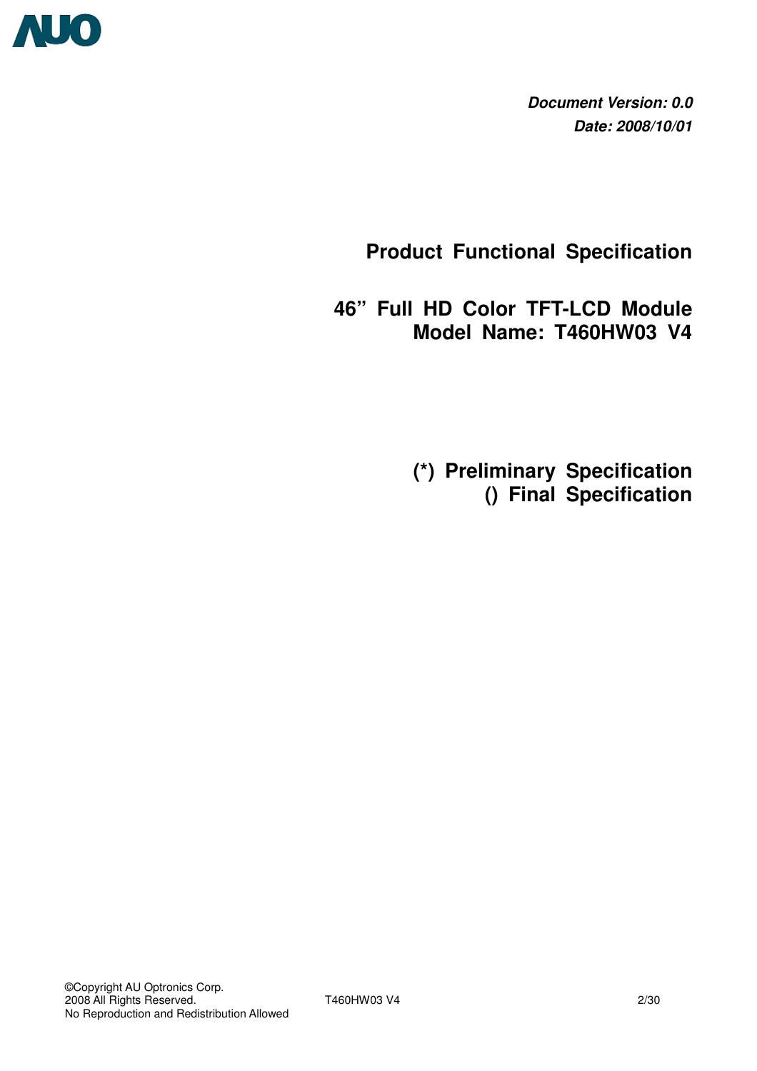***Document Version: 0.0***

***Date: 2008/10/01***

# Product Functional Specification

# 46" Full HD Color TFT-LCD Module
# Model Name: T460HW03 V4

## (*) Preliminary Specification
## () Final Specification

©Copyright AU Optronics Corp.
2008 All Rights Reserved.
No Reproduction and Redistribution Allowed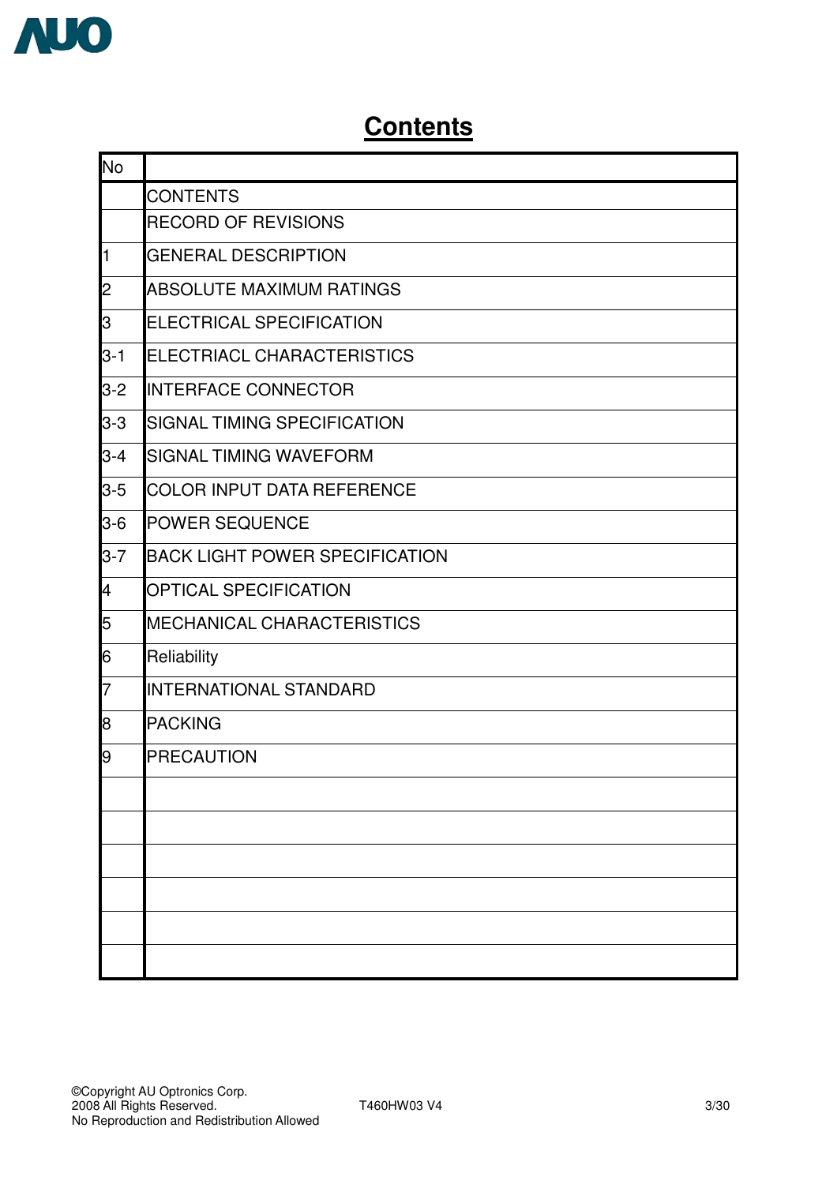# Contents

| No | |
|---|---|
| | CONTENTS |
| | RECORD OF REVISIONS |
| 1 | GENERAL DESCRIPTION |
| 2 | ABSOLUTE MAXIMUM RATINGS |
| 3 | ELECTRICAL SPECIFICATION |
| 3-1 | ELECTRIACL CHARACTERISTICS |
| 3-2 | INTERFACE CONNECTOR |
| 3-3 | SIGNAL TIMING SPECIFICATION |
| 3-4 | SIGNAL TIMING WAVEFORM |
| 3-5 | COLOR INPUT DATA REFERENCE |
| 3-6 | POWER SEQUENCE |
| 3-7 | BACK LIGHT POWER SPECIFICATION |
| 4 | OPTICAL SPECIFICATION |
| 5 | MECHANICAL CHARACTERISTICS |
| 6 | Reliability |
| 7 | INTERNATIONAL STANDARD |
| 8 | PACKING |
| 9 | PRECAUTION |
| | |
| | |
| | |
| | |
| | |
| | |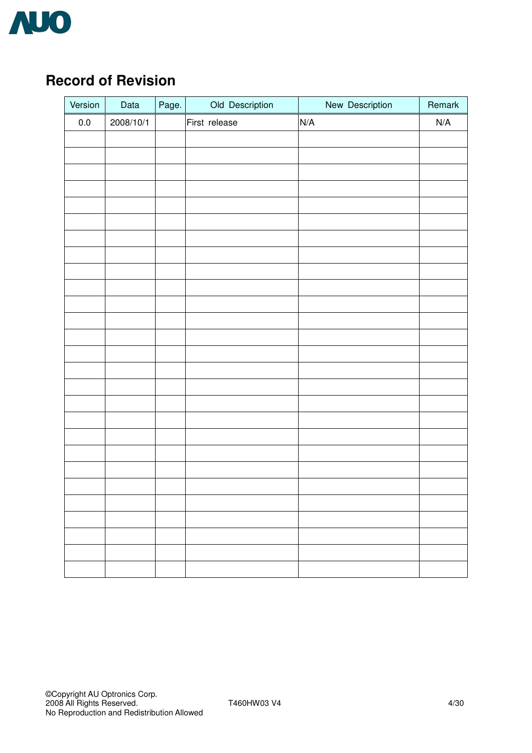## Record of Revision

| Version | Data | Page. | Old Description | New Description | Remark |
|---|---|---|---|---|---|
| 0.0 | 2008/10/1 | | First release | N/A | N/A |
| | | | | | |
| | | | | | |
| | | | | | |
| | | | | | |
| | | | | | |
| | | | | | |
| | | | | | |
| | | | | | |
| | | | | | |
| | | | | | |
| | | | | | |
| | | | | | |
| | | | | | |
| | | | | | |
| | | | | | |
| | | | | | |
| | | | | | |
| | | | | | |
| | | | | | |
| | | | | | |
| | | | | | |
| | | | | | |
| | | | | | |
| | | | | | |
| | | | | | |
| | | | | | |
| | | | | | |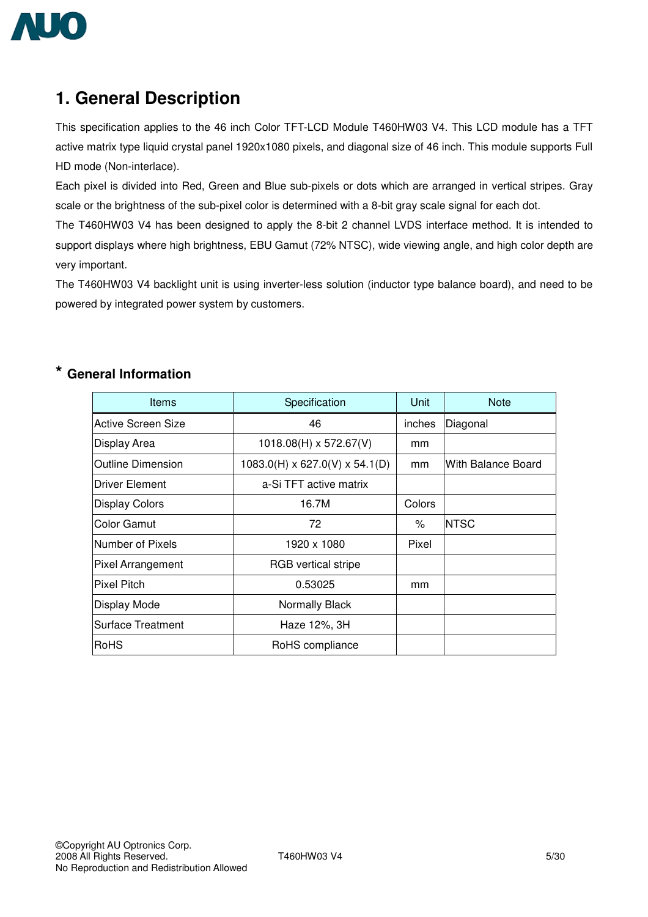# 1. General Description

This specification applies to the 46 inch Color TFT-LCD Module T460HW03 V4. This LCD module has a TFT active matrix type liquid crystal panel 1920x1080 pixels, and diagonal size of 46 inch. This module supports Full HD mode (Non-interlace).

Each pixel is divided into Red, Green and Blue sub-pixels or dots which are arranged in vertical stripes. Gray scale or the brightness of the sub-pixel color is determined with a 8-bit gray scale signal for each dot.

The T460HW03 V4 has been designed to apply the 8-bit 2 channel LVDS interface method. It is intended to support displays where high brightness, EBU Gamut (72% NTSC), wide viewing angle, and high color depth are very important.

The T460HW03 V4 backlight unit is using inverter-less solution (inductor type balance board), and need to be powered by integrated power system by customers.

## * General Information

| Items | Specification | Unit | Note |
|---|---|---|---|
| Active Screen Size | 46 | inches | Diagonal |
| Display Area | 1018.08(H) x 572.67(V) | mm | |
| Outline Dimension | 1083.0(H) x 627.0(V) x 54.1(D) | mm | With Balance Board |
| Driver Element | a-Si TFT active matrix | | |
| Display Colors | 16.7M | Colors | |
| Color Gamut | 72 | % | NTSC |
| Number of Pixels | 1920 x 1080 | Pixel | |
| Pixel Arrangement | RGB vertical stripe | | |
| Pixel Pitch | 0.53025 | mm | |
| Display Mode | Normally Black | | |
| Surface Treatment | Haze 12%, 3H | | |
| RoHS | RoHS compliance | | |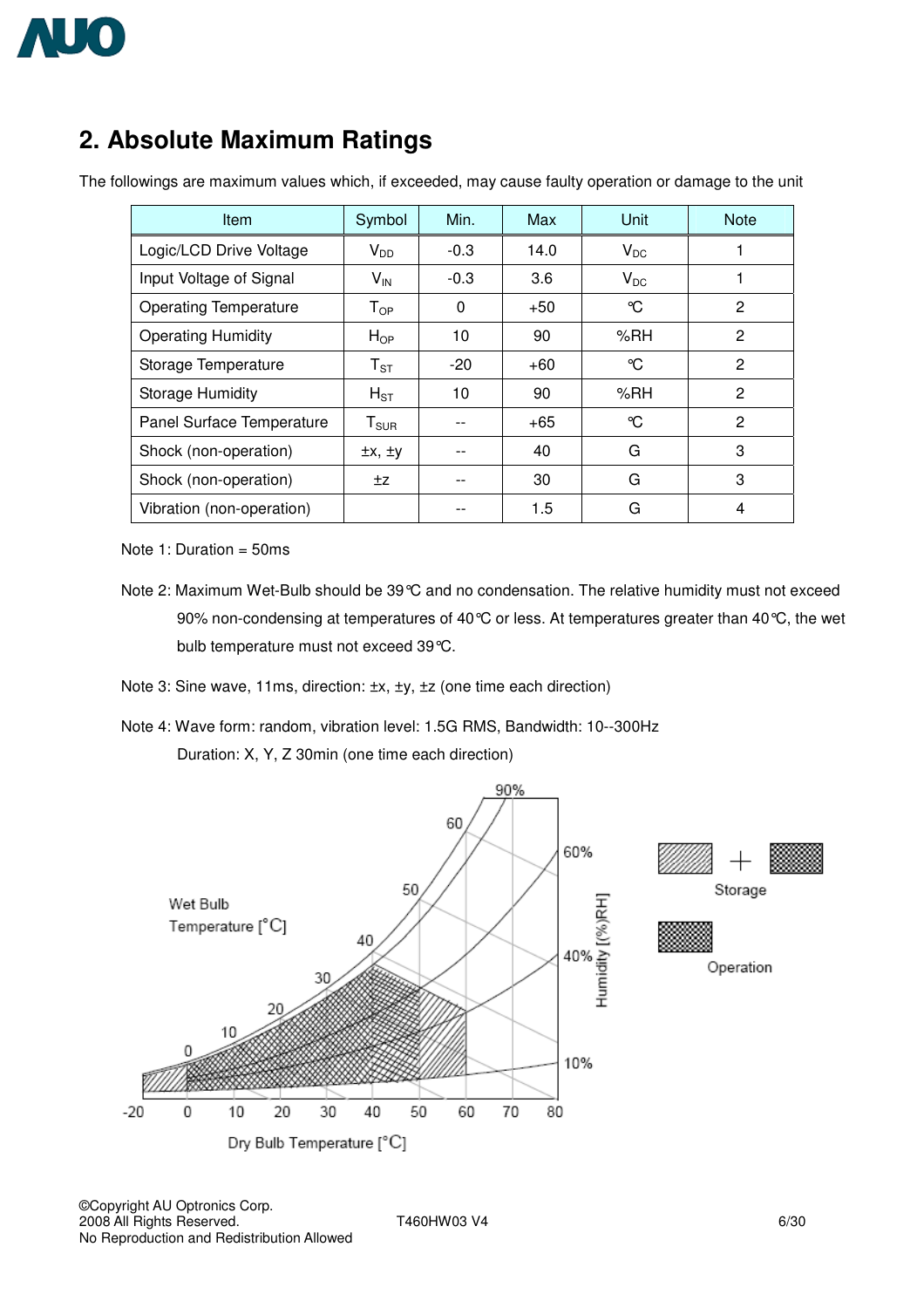## 2. Absolute Maximum Ratings

The followings are maximum values which, if exceeded, may cause faulty operation or damage to the unit

| Item | Symbol | Min. | Max | Unit | Note |
|---|---|---|---|---|---|
| Logic/LCD Drive Voltage | $V_{DD}$ | -0.3 | 14.0 | $V_{DC}$ | 1 |
| Input Voltage of Signal | $V_{IN}$ | -0.3 | 3.6 | $V_{DC}$ | 1 |
| Operating Temperature | $T_{OP}$ | 0 | +50 | ℃ | 2 |
| Operating Humidity | $H_{OP}$ | 10 | 90 | %RH | 2 |
| Storage Temperature | $T_{ST}$ | -20 | +60 | ℃ | 2 |
| Storage Humidity | $H_{ST}$ | 10 | 90 | %RH | 2 |
| Panel Surface Temperature | $T_{SUR}$ | -- | +65 | ℃ | 2 |
| Shock (non-operation) | ±x, ±y | -- | 40 | G | 3 |
| Shock (non-operation) | ±z | -- | 30 | G | 3 |
| Vibration (non-operation) | | -- | 1.5 | G | 4 |

Note 1: Duration = 50ms

Note 2: Maximum Wet-Bulb should be 39℃ and no condensation. The relative humidity must not exceed 90% non-condensing at temperatures of 40℃ or less. At temperatures greater than 40℃, the wet bulb temperature must not exceed 39℃.

Note 3: Sine wave, 11ms, direction: ±x, ±y, ±z (one time each direction)

Note 4: Wave form: random, vibration level: 1.5G RMS, Bandwidth: 10--300Hz
Duration: X, Y, Z 30min (one time each direction)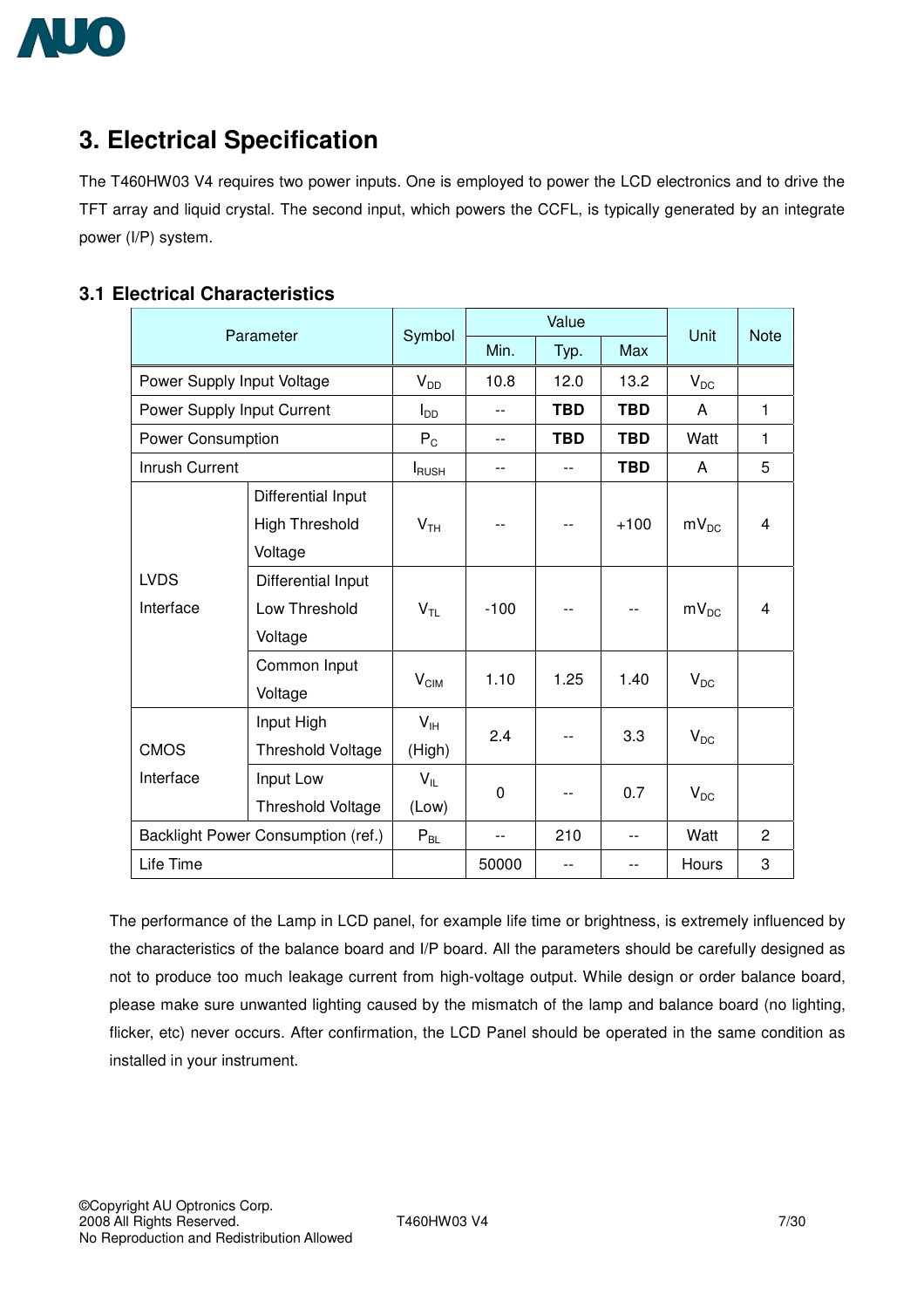# 3. Electrical Specification

The T460HW03 V4 requires two power inputs. One is employed to power the LCD electronics and to drive the TFT array and liquid crystal. The second input, which powers the CCFL, is typically generated by an integrate power (I/P) system.

## 3.1 Electrical Characteristics

| Parameter | | Symbol | Value | | | Unit | Note |
|---|---|---|---|---|---|---|---|
| | | | Min. | Typ. | Max | | |
| Power Supply Input Voltage | | $V_{DD}$ | 10.8 | 12.0 | 13.2 | $V_{DC}$ | |
| Power Supply Input Current | | $I_{DD}$ | -- | **TBD** | **TBD** | A | 1 |
| Power Consumption | | $P_C$ | -- | **TBD** | **TBD** | Watt | 1 |
| Inrush Current | | $I_{RUSH}$ | -- | -- | **TBD** | A | 5 |
| LVDS Interface | Differential Input High Threshold Voltage | $V_{TH}$ | -- | -- | +100 | $mV_{DC}$ | 4 |
| | Differential Input Low Threshold Voltage | $V_{TL}$ | -100 | -- | -- | $mV_{DC}$ | 4 |
| | Common Input Voltage | $V_{CIM}$ | 1.10 | 1.25 | 1.40 | $V_{DC}$ | |
| CMOS Interface | Input High Threshold Voltage | $V_{IH}$ (High) | 2.4 | -- | 3.3 | $V_{DC}$ | |
| | Input Low Threshold Voltage | $V_{IL}$ (Low) | 0 | -- | 0.7 | $V_{DC}$ | |
| Backlight Power Consumption (ref.) | | $P_{BL}$ | -- | 210 | -- | Watt | 2 |
| Life Time | | | 50000 | -- | -- | Hours | 3 |

The performance of the Lamp in LCD panel, for example life time or brightness, is extremely influenced by the characteristics of the balance board and I/P board. All the parameters should be carefully designed as not to produce too much leakage current from high-voltage output. While design or order balance board, please make sure unwanted lighting caused by the mismatch of the lamp and balance board (no lighting, flicker, etc) never occurs. After confirmation, the LCD Panel should be operated in the same condition as installed in your instrument.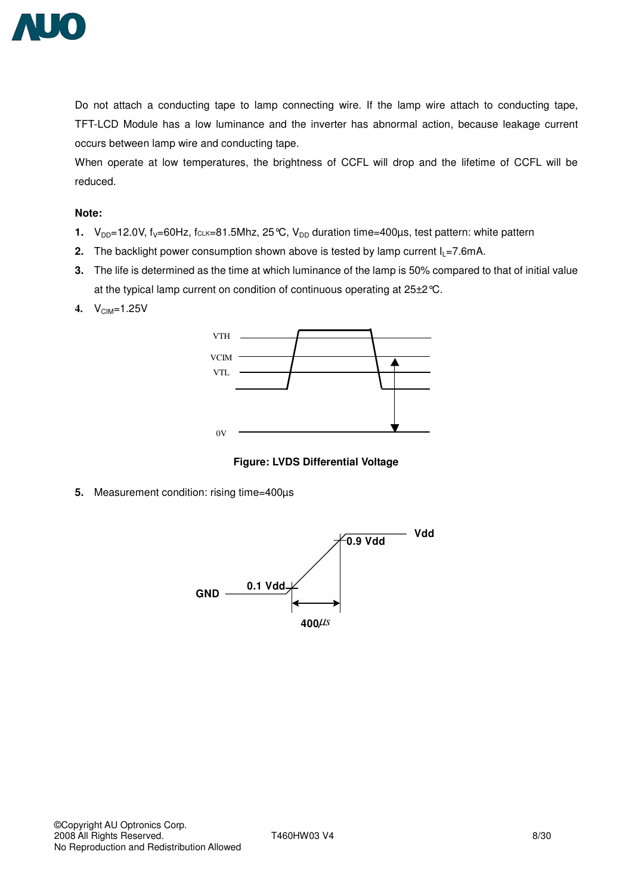Do not attach a conducting tape to lamp connecting wire. If the lamp wire attach to conducting tape, TFT-LCD Module has a low luminance and the inverter has abnormal action, because leakage current occurs between lamp wire and conducting tape.

When operate at low temperatures, the brightness of CCFL will drop and the lifetime of CCFL will be reduced.

**Note:**

1. $V_{DD}$=12.0V, $f_V$=60Hz, $f_{CLK}$=81.5Mhz, 25℃, $V_{DD}$ duration time=400µs, test pattern: white pattern
2. The backlight power consumption shown above is tested by lamp current $I_L$=7.6mA.
3. The life is determined as the time at which luminance of the lamp is 50% compared to that of initial value at the typical lamp current on condition of continuous operating at 25±2℃.
4. $V_{CIM}$=1.25V

VTH

VCIM

VTL

0V

**Figure: LVDS Differential Voltage**

5. Measurement condition: rising time=400µs

Vdd

0.9 Vdd

0.1 Vdd

GND

400µs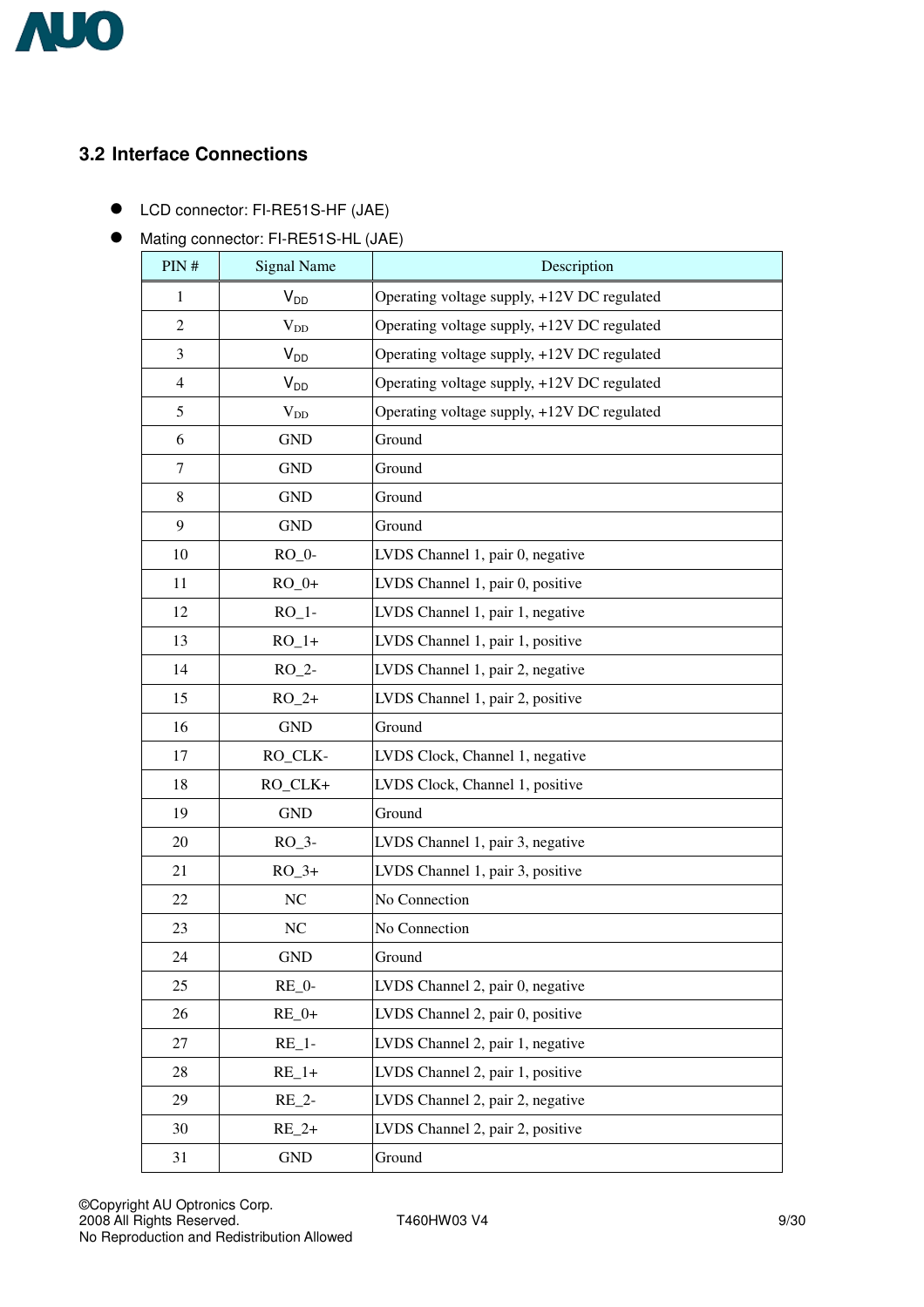## 3.2 Interface Connections

- LCD connector: FI-RE51S-HF (JAE)
- Mating connector: FI-RE51S-HL (JAE)

| PIN # | Signal Name | Description |
|---|---|---|
| 1 | $V_{DD}$ | Operating voltage supply, +12V DC regulated |
| 2 | $V_{DD}$ | Operating voltage supply, +12V DC regulated |
| 3 | $V_{DD}$ | Operating voltage supply, +12V DC regulated |
| 4 | $V_{DD}$ | Operating voltage supply, +12V DC regulated |
| 5 | $V_{DD}$ | Operating voltage supply, +12V DC regulated |
| 6 | GND | Ground |
| 7 | GND | Ground |
| 8 | GND | Ground |
| 9 | GND | Ground |
| 10 | RO_0- | LVDS Channel 1, pair 0, negative |
| 11 | RO_0+ | LVDS Channel 1, pair 0, positive |
| 12 | RO_1- | LVDS Channel 1, pair 1, negative |
| 13 | RO_1+ | LVDS Channel 1, pair 1, positive |
| 14 | RO_2- | LVDS Channel 1, pair 2, negative |
| 15 | RO_2+ | LVDS Channel 1, pair 2, positive |
| 16 | GND | Ground |
| 17 | RO_CLK- | LVDS Clock, Channel 1, negative |
| 18 | RO_CLK+ | LVDS Clock, Channel 1, positive |
| 19 | GND | Ground |
| 20 | RO_3- | LVDS Channel 1, pair 3, negative |
| 21 | RO_3+ | LVDS Channel 1, pair 3, positive |
| 22 | NC | No Connection |
| 23 | NC | No Connection |
| 24 | GND | Ground |
| 25 | RE_0- | LVDS Channel 2, pair 0, negative |
| 26 | RE_0+ | LVDS Channel 2, pair 0, positive |
| 27 | RE_1- | LVDS Channel 2, pair 1, negative |
| 28 | RE_1+ | LVDS Channel 2, pair 1, positive |
| 29 | RE_2- | LVDS Channel 2, pair 2, negative |
| 30 | RE_2+ | LVDS Channel 2, pair 2, positive |
| 31 | GND | Ground |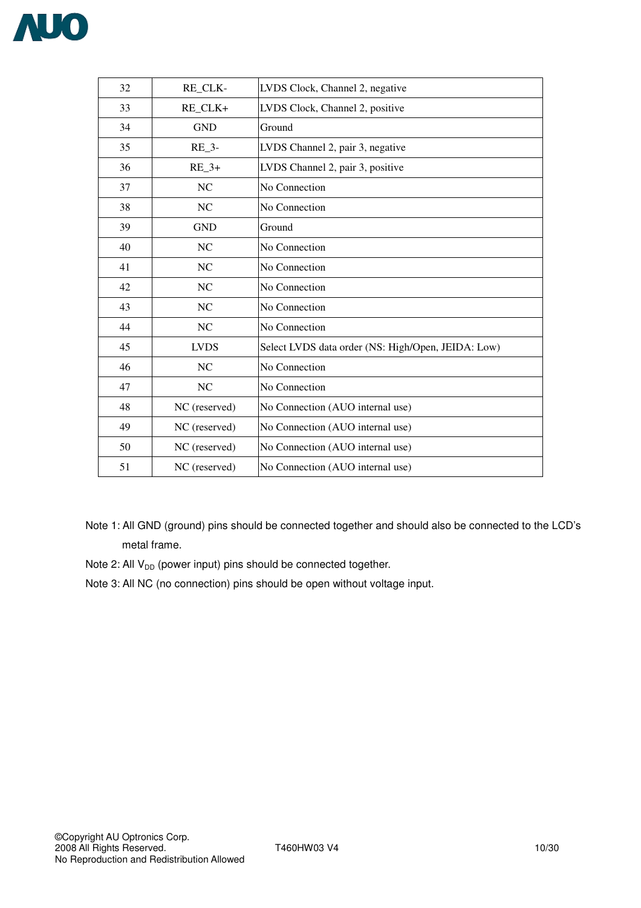| 32 | RE_CLK- | LVDS Clock, Channel 2, negative |
|---|---|---|
| 33 | RE_CLK+ | LVDS Clock, Channel 2, positive |
| 34 | GND | Ground |
| 35 | RE_3- | LVDS Channel 2, pair 3, negative |
| 36 | RE_3+ | LVDS Channel 2, pair 3, positive |
| 37 | NC | No Connection |
| 38 | NC | No Connection |
| 39 | GND | Ground |
| 40 | NC | No Connection |
| 41 | NC | No Connection |
| 42 | NC | No Connection |
| 43 | NC | No Connection |
| 44 | NC | No Connection |
| 45 | LVDS | Select LVDS data order (NS: High/Open, JEIDA: Low) |
| 46 | NC | No Connection |
| 47 | NC | No Connection |
| 48 | NC (reserved) | No Connection (AUO internal use) |
| 49 | NC (reserved) | No Connection (AUO internal use) |
| 50 | NC (reserved) | No Connection (AUO internal use) |
| 51 | NC (reserved) | No Connection (AUO internal use) |

Note 1: All GND (ground) pins should be connected together and should also be connected to the LCD's metal frame.

Note 2: All $V_{DD}$ (power input) pins should be connected together.

Note 3: All NC (no connection) pins should be open without voltage input.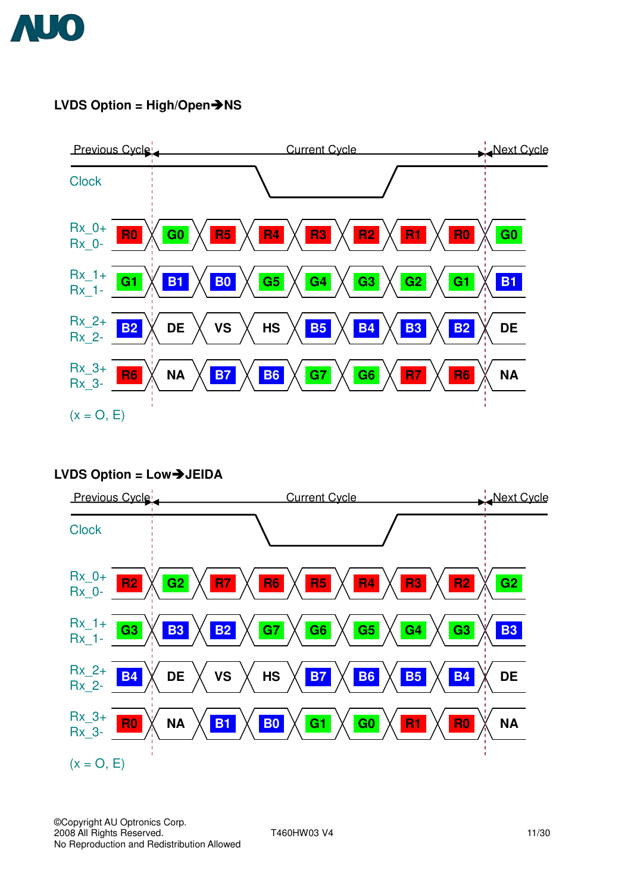**LVDS Option = High/Open→NS**

| | Previous Cycle | Current Cycle | | | | | | | Next Cycle |
|---|---|---|---|---|---|---|---|---|---|
| Rx_0+ / Rx_0- | R0 | G0 | R5 | R4 | R3 | R2 | R1 | R0 | G0 |
| Rx_1+ / Rx_1- | G1 | B1 | B0 | G5 | G4 | G3 | G2 | G1 | B1 |
| Rx_2+ / Rx_2- | B2 | DE | VS | HS | B5 | B4 | B3 | B2 | DE |
| Rx_3+ / Rx_3- | R6 | NA | B7 | B6 | G7 | G6 | R7 | R6 | NA |

(x = O, E)

**LVDS Option = Low→JEIDA**

| | Previous Cycle | Current Cycle | | | | | | | Next Cycle |
|---|---|---|---|---|---|---|---|---|---|
| Rx_0+ / Rx_0- | R2 | G2 | R7 | R6 | R5 | R4 | R3 | R2 | G2 |
| Rx_1+ / Rx_1- | G3 | B3 | B2 | G7 | G6 | G5 | G4 | G3 | B3 |
| Rx_2+ / Rx_2- | B4 | DE | VS | HS | B7 | B6 | B5 | B4 | DE |
| Rx_3+ / Rx_3- | R0 | NA | B1 | B0 | G1 | G0 | R1 | R0 | NA |

(x = O, E)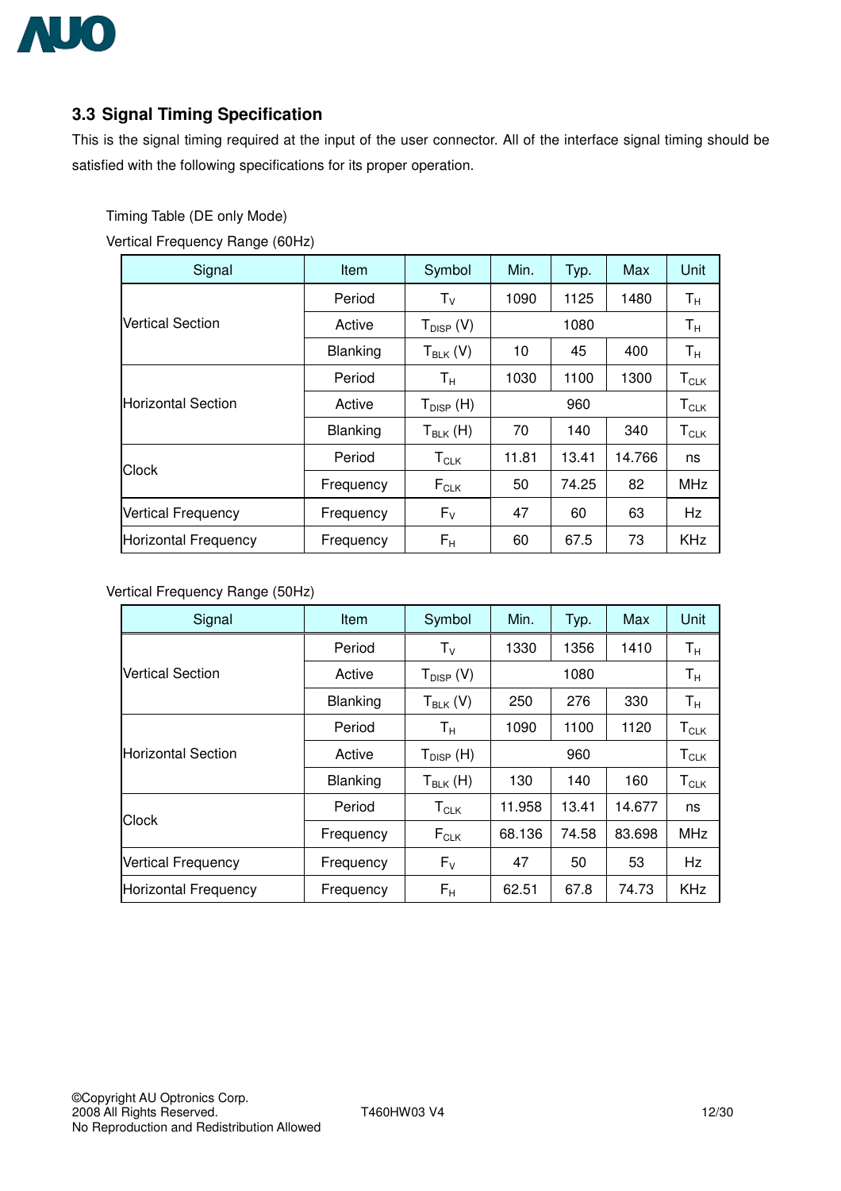### 3.3 Signal Timing Specification

This is the signal timing required at the input of the user connector. All of the interface signal timing should be satisfied with the following specifications for its proper operation.

Timing Table (DE only Mode)

Vertical Frequency Range (60Hz)

| Signal | Item | Symbol | Min. | Typ. | Max | Unit |
|---|---|---|---|---|---|---|
| Vertical Section | Period | $T_V$ | 1090 | 1125 | 1480 | $T_H$ |
| | Active | $T_{DISP}$ (V) | | 1080 | | $T_H$ |
| | Blanking | $T_{BLK}$ (V) | 10 | 45 | 400 | $T_H$ |
| Horizontal Section | Period | $T_H$ | 1030 | 1100 | 1300 | $T_{CLK}$ |
| | Active | $T_{DISP}$ (H) | | 960 | | $T_{CLK}$ |
| | Blanking | $T_{BLK}$ (H) | 70 | 140 | 340 | $T_{CLK}$ |
| Clock | Period | $T_{CLK}$ | 11.81 | 13.41 | 14.766 | ns |
| | Frequency | $F_{CLK}$ | 50 | 74.25 | 82 | MHz |
| Vertical Frequency | Frequency | $F_V$ | 47 | 60 | 63 | Hz |
| Horizontal Frequency | Frequency | $F_H$ | 60 | 67.5 | 73 | KHz |

Vertical Frequency Range (50Hz)

| Signal | Item | Symbol | Min. | Typ. | Max | Unit |
|---|---|---|---|---|---|---|
| Vertical Section | Period | $T_V$ | 1330 | 1356 | 1410 | $T_H$ |
| | Active | $T_{DISP}$ (V) | | 1080 | | $T_H$ |
| | Blanking | $T_{BLK}$ (V) | 250 | 276 | 330 | $T_H$ |
| Horizontal Section | Period | $T_H$ | 1090 | 1100 | 1120 | $T_{CLK}$ |
| | Active | $T_{DISP}$ (H) | | 960 | | $T_{CLK}$ |
| | Blanking | $T_{BLK}$ (H) | 130 | 140 | 160 | $T_{CLK}$ |
| Clock | Period | $T_{CLK}$ | 11.958 | 13.41 | 14.677 | ns |
| | Frequency | $F_{CLK}$ | 68.136 | 74.58 | 83.698 | MHz |
| Vertical Frequency | Frequency | $F_V$ | 47 | 50 | 53 | Hz |
| Horizontal Frequency | Frequency | $F_H$ | 62.51 | 67.8 | 74.73 | KHz |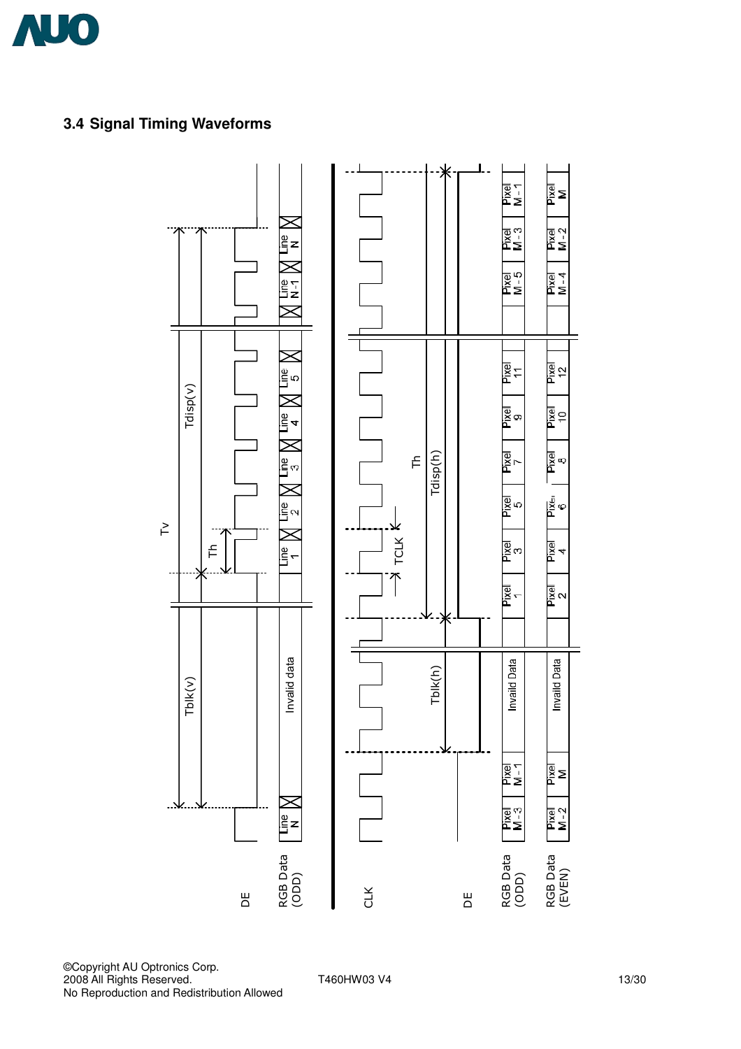## 3.4 Signal Timing Waveforms

Tv

Tblk(v)

Tdisp(v)

Th

DE

RGB Data (ODD)

Line N

Invalid data

Line 1

Line 2

Line 3

Line 4

Line 5

Line N-1

Line N

CLK

TCLK

Th

Tdisp(h)

Tblk(h)

DE

RGB Data (ODD)

Pixel M-3

Pixel M-1

Invalid Data

Pixel 1

Pixel 3

Pixel 5

Pixel 7

Pixel 9

Pixel 11

Pixel M-5

Pixel M-3

Pixel M-1

RGB Data (EVEN)

Pixel M-2

Pixel M

Invalid Data

Pixel 2

Pixel 4

Pixel 6

Pixel 8

Pixel 10

Pixel 12

Pixel M-4

Pixel M-2

Pixel M

©Copyright AU Optronics Corp.
2008 All Rights Reserved.
No Reproduction and Redistribution Allowed

T460HW03 V4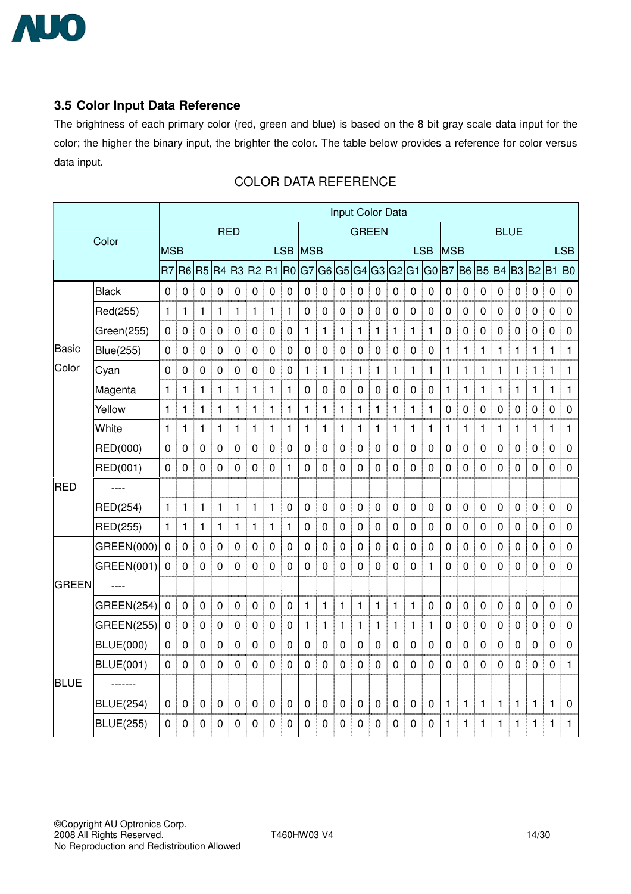### 3.5 Color Input Data Reference

The brightness of each primary color (red, green and blue) is based on the 8 bit gray scale data input for the color; the higher the binary input, the brighter the color. The table below provides a reference for color versus data input.

COLOR DATA REFERENCE

| Color | | Input Color Data | | | | | | | | | | | | | | | | | | | | | | | |
|---|---|---|---|---|---|---|---|---|---|---|---|---|---|---|---|---|---|---|---|---|---|---|---|---|---|
| | | RED | | | | | | | | GREEN | | | | | | | | BLUE | | | | | | | |
| | | MSB | | | | | | | LSB | MSB | | | | | | | LSB | MSB | | | | | | | LSB |
| | | R7 | R6 | R5 | R4 | R3 | R2 | R1 | R0 | G7 | G6 | G5 | G4 | G3 | G2 | G1 | G0 | B7 | B6 | B5 | B4 | B3 | B2 | B1 | B0 |
| Basic Color | Black | 0 | 0 | 0 | 0 | 0 | 0 | 0 | 0 | 0 | 0 | 0 | 0 | 0 | 0 | 0 | 0 | 0 | 0 | 0 | 0 | 0 | 0 | 0 | 0 |
| | Red(255) | 1 | 1 | 1 | 1 | 1 | 1 | 1 | 1 | 0 | 0 | 0 | 0 | 0 | 0 | 0 | 0 | 0 | 0 | 0 | 0 | 0 | 0 | 0 | 0 |
| | Green(255) | 0 | 0 | 0 | 0 | 0 | 0 | 0 | 0 | 1 | 1 | 1 | 1 | 1 | 1 | 1 | 1 | 0 | 0 | 0 | 0 | 0 | 0 | 0 | 0 |
| | Blue(255) | 0 | 0 | 0 | 0 | 0 | 0 | 0 | 0 | 0 | 0 | 0 | 0 | 0 | 0 | 0 | 0 | 1 | 1 | 1 | 1 | 1 | 1 | 1 | 1 |
| | Cyan | 0 | 0 | 0 | 0 | 0 | 0 | 0 | 0 | 1 | 1 | 1 | 1 | 1 | 1 | 1 | 1 | 1 | 1 | 1 | 1 | 1 | 1 | 1 | 1 |
| | Magenta | 1 | 1 | 1 | 1 | 1 | 1 | 1 | 1 | 0 | 0 | 0 | 0 | 0 | 0 | 0 | 0 | 1 | 1 | 1 | 1 | 1 | 1 | 1 | 1 |
| | Yellow | 1 | 1 | 1 | 1 | 1 | 1 | 1 | 1 | 1 | 1 | 1 | 1 | 1 | 1 | 1 | 1 | 0 | 0 | 0 | 0 | 0 | 0 | 0 | 0 |
| | White | 1 | 1 | 1 | 1 | 1 | 1 | 1 | 1 | 1 | 1 | 1 | 1 | 1 | 1 | 1 | 1 | 1 | 1 | 1 | 1 | 1 | 1 | 1 | 1 |
| RED | RED(000) | 0 | 0 | 0 | 0 | 0 | 0 | 0 | 0 | 0 | 0 | 0 | 0 | 0 | 0 | 0 | 0 | 0 | 0 | 0 | 0 | 0 | 0 | 0 | 0 |
| | RED(001) | 0 | 0 | 0 | 0 | 0 | 0 | 0 | 1 | 0 | 0 | 0 | 0 | 0 | 0 | 0 | 0 | 0 | 0 | 0 | 0 | 0 | 0 | 0 | 0 |
| | ---- | | | | | | | | | | | | | | | | | | | | | | | | |
| | RED(254) | 1 | 1 | 1 | 1 | 1 | 1 | 1 | 0 | 0 | 0 | 0 | 0 | 0 | 0 | 0 | 0 | 0 | 0 | 0 | 0 | 0 | 0 | 0 | 0 |
| | RED(255) | 1 | 1 | 1 | 1 | 1 | 1 | 1 | 1 | 0 | 0 | 0 | 0 | 0 | 0 | 0 | 0 | 0 | 0 | 0 | 0 | 0 | 0 | 0 | 0 |
| GREEN | GREEN(000) | 0 | 0 | 0 | 0 | 0 | 0 | 0 | 0 | 0 | 0 | 0 | 0 | 0 | 0 | 0 | 0 | 0 | 0 | 0 | 0 | 0 | 0 | 0 | 0 |
| | GREEN(001) | 0 | 0 | 0 | 0 | 0 | 0 | 0 | 0 | 0 | 0 | 0 | 0 | 0 | 0 | 0 | 1 | 0 | 0 | 0 | 0 | 0 | 0 | 0 | 0 |
| | ---- | | | | | | | | | | | | | | | | | | | | | | | | |
| | GREEN(254) | 0 | 0 | 0 | 0 | 0 | 0 | 0 | 0 | 1 | 1 | 1 | 1 | 1 | 1 | 1 | 0 | 0 | 0 | 0 | 0 | 0 | 0 | 0 | 0 |
| | GREEN(255) | 0 | 0 | 0 | 0 | 0 | 0 | 0 | 0 | 1 | 1 | 1 | 1 | 1 | 1 | 1 | 1 | 0 | 0 | 0 | 0 | 0 | 0 | 0 | 0 |
| BLUE | BLUE(000) | 0 | 0 | 0 | 0 | 0 | 0 | 0 | 0 | 0 | 0 | 0 | 0 | 0 | 0 | 0 | 0 | 0 | 0 | 0 | 0 | 0 | 0 | 0 | 0 |
| | BLUE(001) | 0 | 0 | 0 | 0 | 0 | 0 | 0 | 0 | 0 | 0 | 0 | 0 | 0 | 0 | 0 | 0 | 0 | 0 | 0 | 0 | 0 | 0 | 0 | 1 |
| | ------- | | | | | | | | | | | | | | | | | | | | | | | | |
| | BLUE(254) | 0 | 0 | 0 | 0 | 0 | 0 | 0 | 0 | 0 | 0 | 0 | 0 | 0 | 0 | 0 | 0 | 1 | 1 | 1 | 1 | 1 | 1 | 1 | 0 |
| | BLUE(255) | 0 | 0 | 0 | 0 | 0 | 0 | 0 | 0 | 0 | 0 | 0 | 0 | 0 | 0 | 0 | 0 | 1 | 1 | 1 | 1 | 1 | 1 | 1 | 1 |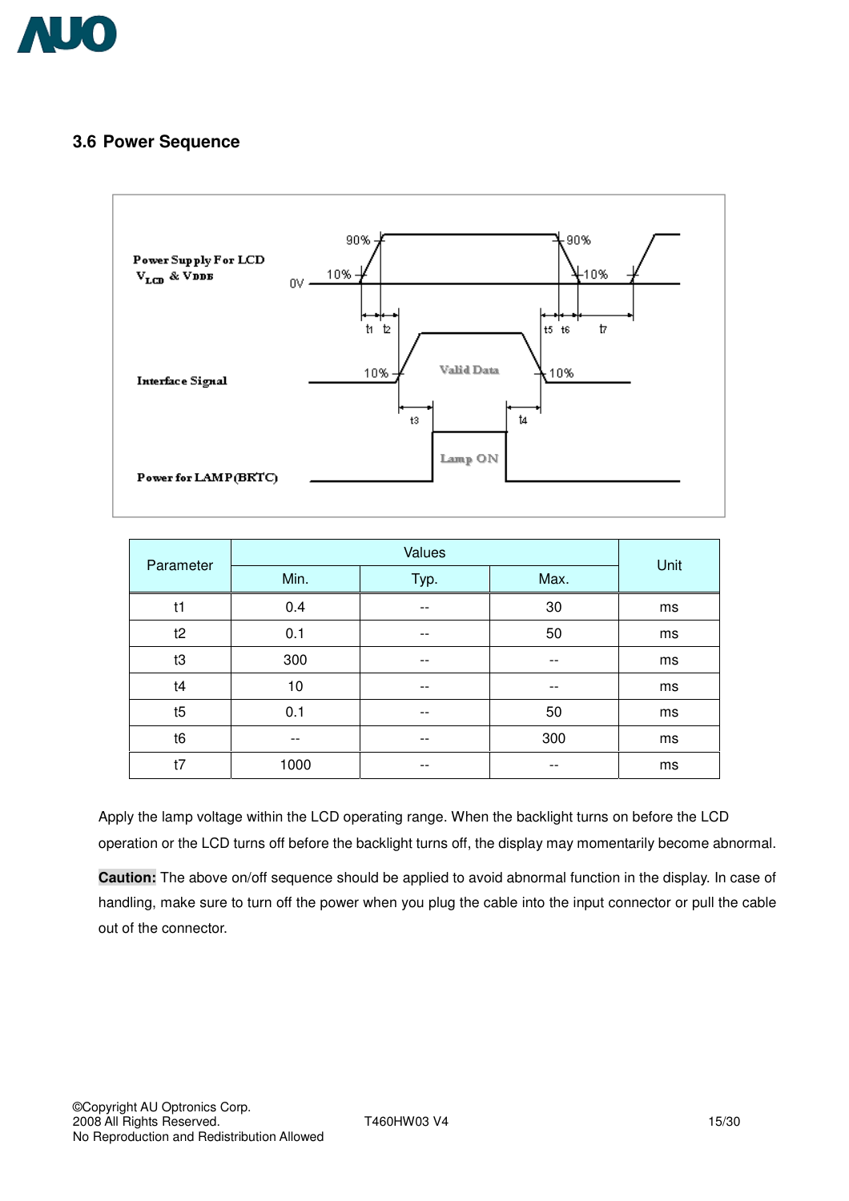## 3.6 Power Sequence

| Parameter | Values | | | Unit |
|---|---|---|---|---|
| | Min. | Typ. | Max. | |
| t1 | 0.4 | -- | 30 | ms |
| t2 | 0.1 | -- | 50 | ms |
| t3 | 300 | -- | -- | ms |
| t4 | 10 | -- | -- | ms |
| t5 | 0.1 | -- | 50 | ms |
| t6 | -- | -- | 300 | ms |
| t7 | 1000 | -- | -- | ms |

Apply the lamp voltage within the LCD operating range. When the backlight turns on before the LCD operation or the LCD turns off before the backlight turns off, the display may momentarily become abnormal.

**Caution:** The above on/off sequence should be applied to avoid abnormal function in the display. In case of handling, make sure to turn off the power when you plug the cable into the input connector or pull the cable out of the connector.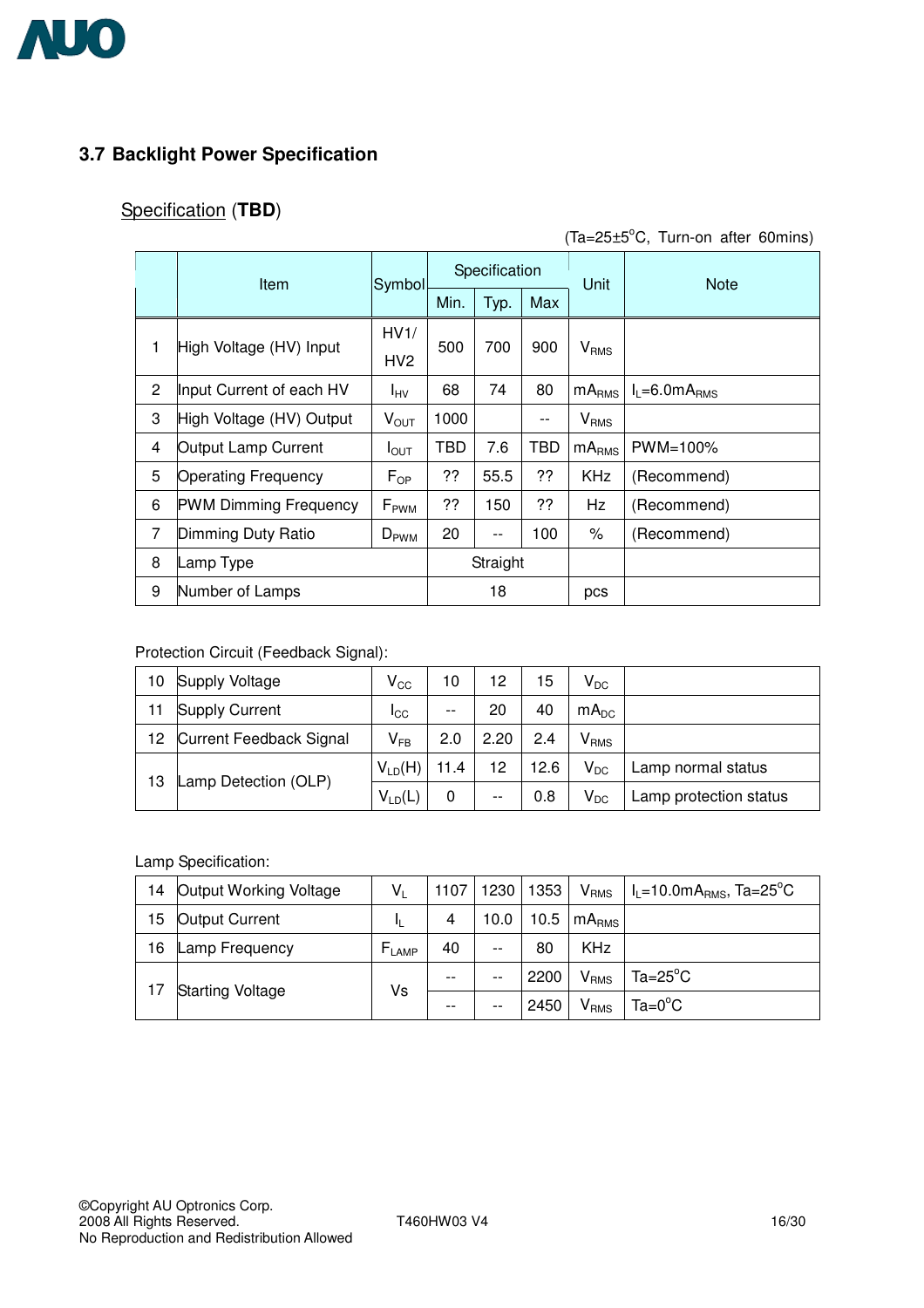## 3.7 Backlight Power Specification

Specification (**TBD**)

(Ta=25±5°C, Turn-on after 60mins)

| | Item | Symbol | Specification | | | Unit | Note |
|---|---|---|---|---|---|---|---|
| | | | Min. | Typ. | Max | | |
| 1 | High Voltage (HV) Input | HV1/ HV2 | 500 | 700 | 900 | $V_{RMS}$ | |
| 2 | Input Current of each HV | $I_{HV}$ | 68 | 74 | 80 | $mA_{RMS}$ | $I_L$=6.0$mA_{RMS}$ |
| 3 | High Voltage (HV) Output | $V_{OUT}$ | 1000 | | -- | $V_{RMS}$ | |
| 4 | Output Lamp Current | $I_{OUT}$ | TBD | 7.6 | TBD | $mA_{RMS}$ | PWM=100% |
| 5 | Operating Frequency | $F_{OP}$ | ?? | 55.5 | ?? | KHz | (Recommend) |
| 6 | PWM Dimming Frequency | $F_{PWM}$ | ?? | 150 | ?? | Hz | (Recommend) |
| 7 | Dimming Duty Ratio | $D_{PWM}$ | 20 | -- | 100 | % | (Recommend) |
| 8 | Lamp Type | | Straight | | | | |
| 9 | Number of Lamps | | 18 | | | pcs | |

Protection Circuit (Feedback Signal):

| | | | | | | | |
|---|---|---|---|---|---|---|---|
| 10 | Supply Voltage | $V_{CC}$ | 10 | 12 | 15 | $V_{DC}$ | |
| 11 | Supply Current | $I_{CC}$ | -- | 20 | 40 | $mA_{DC}$ | |
| 12 | Current Feedback Signal | $V_{FB}$ | 2.0 | 2.20 | 2.4 | $V_{RMS}$ | |
| 13 | Lamp Detection (OLP) | $V_{LD}$(H) | 11.4 | 12 | 12.6 | $V_{DC}$ | Lamp normal status |
| | | $V_{LD}$(L) | 0 | -- | 0.8 | $V_{DC}$ | Lamp protection status |

Lamp Specification:

| | | | | | | | |
|---|---|---|---|---|---|---|---|
| 14 | Output Working Voltage | $V_L$ | 1107 | 1230 | 1353 | $V_{RMS}$ | $I_L$=10.0$mA_{RMS}$, Ta=25°C |
| 15 | Output Current | $I_L$ | 4 | 10.0 | 10.5 | $mA_{RMS}$ | |
| 16 | Lamp Frequency | $F_{LAMP}$ | 40 | -- | 80 | KHz | |
| 17 | Starting Voltage | Vs | -- | -- | 2200 | $V_{RMS}$ | Ta=25°C |
| | | | -- | -- | 2450 | $V_{RMS}$ | Ta=0°C |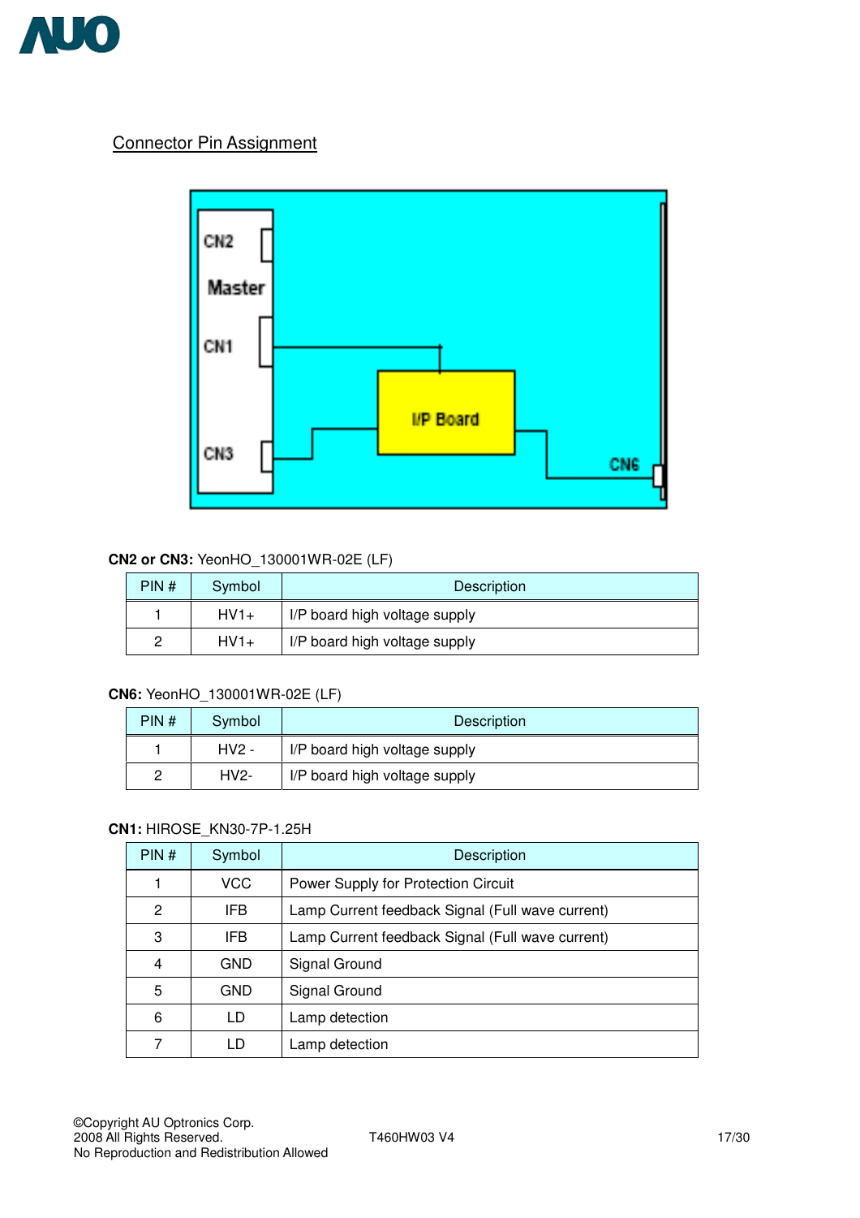## Connector Pin Assignment

**CN2 or CN3:** YeonHO_130001WR-02E (LF)

| PIN # | Symbol | Description |
|---|---|---|
| 1 | HV1+ | I/P board high voltage supply |
| 2 | HV1+ | I/P board high voltage supply |

**CN6:** YeonHO_130001WR-02E (LF)

| PIN # | Symbol | Description |
|---|---|---|
| 1 | HV2 - | I/P board high voltage supply |
| 2 | HV2- | I/P board high voltage supply |

**CN1:** HIROSE_KN30-7P-1.25H

| PIN # | Symbol | Description |
|---|---|---|
| 1 | VCC | Power Supply for Protection Circuit |
| 2 | IFB | Lamp Current feedback Signal (Full wave current) |
| 3 | IFB | Lamp Current feedback Signal (Full wave current) |
| 4 | GND | Signal Ground |
| 5 | GND | Signal Ground |
| 6 | LD | Lamp detection |
| 7 | LD | Lamp detection |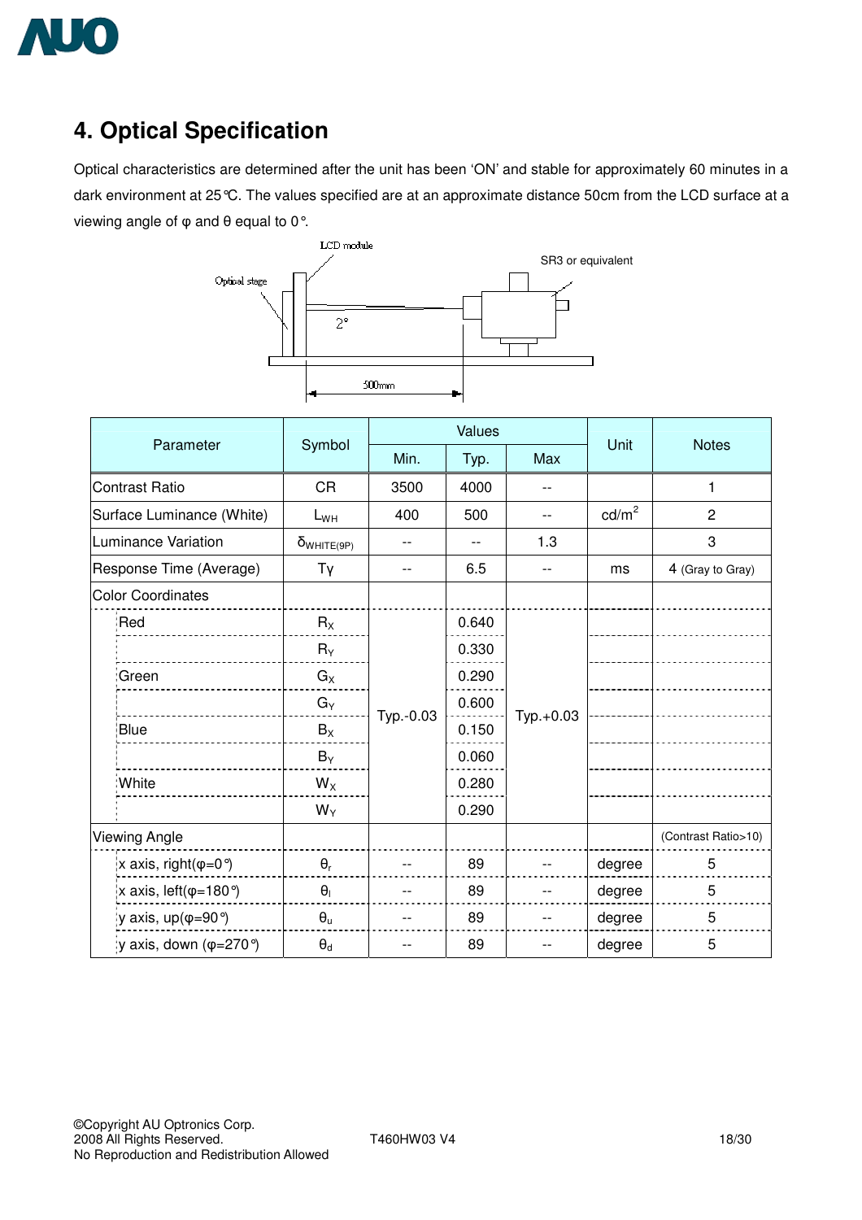# 4. Optical Specification

Optical characteristics are determined after the unit has been 'ON' and stable for approximately 60 minutes in a dark environment at 25°C. The values specified are at an approximate distance 50cm from the LCD surface at a viewing angle of φ and θ equal to 0°.

LCD module

Optical stage

SR3 or equivalent

2°

500mm

| Parameter | Symbol | Values | | | Unit | Notes |
|---|---|---|---|---|---|---|
| | | Min. | Typ. | Max | | |
| Contrast Ratio | CR | 3500 | 4000 | -- | | 1 |
| Surface Luminance (White) | $L_{WH}$ | 400 | 500 | -- | cd/m$^2$ | 2 |
| Luminance Variation | $\delta_{WHITE(9P)}$ | -- | -- | 1.3 | | 3 |
| Response Time (Average) | Tγ | -- | 6.5 | -- | ms | 4 (Gray to Gray) |
| Color Coordinates | | | | | | |
| Red | $R_X$ | Typ.-0.03 | 0.640 | Typ.+0.03 | | |
| | $R_Y$ | | 0.330 | | | |
| Green | $G_X$ | | 0.290 | | | |
| | $G_Y$ | | 0.600 | | | |
| Blue | $B_X$ | | 0.150 | | | |
| | $B_Y$ | | 0.060 | | | |
| White | $W_X$ | | 0.280 | | | |
| | $W_Y$ | | 0.290 | | | |
| Viewing Angle | | | | | | (Contrast Ratio>10) |
| x axis, right(φ=0°) | $\theta_r$ | -- | 89 | -- | degree | 5 |
| x axis, left(φ=180°) | $\theta_l$ | -- | 89 | -- | degree | 5 |
| y axis, up(φ=90°) | $\theta_u$ | -- | 89 | -- | degree | 5 |
| y axis, down (φ=270°) | $\theta_d$ | -- | 89 | -- | degree | 5 |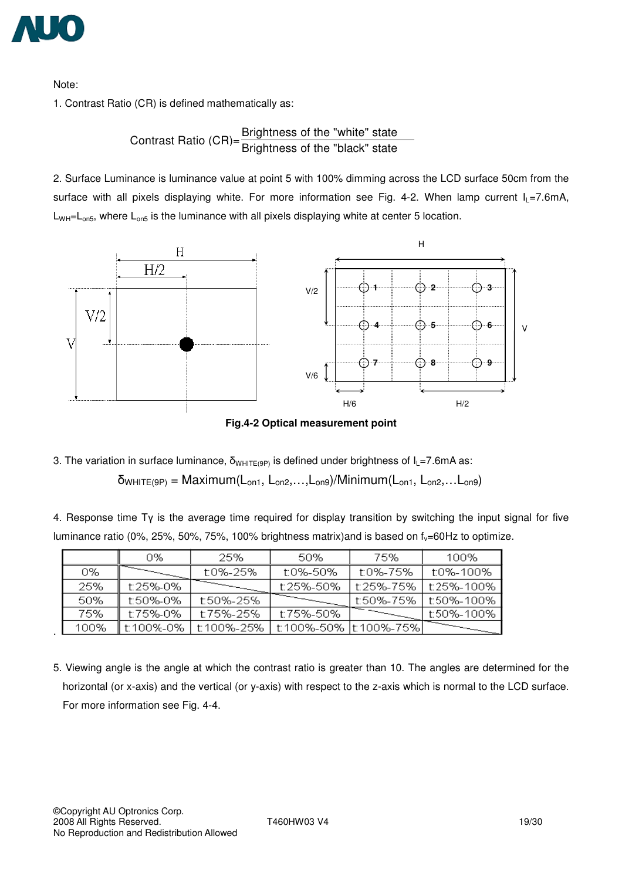Note:

1. Contrast Ratio (CR) is defined mathematically as:

$$\text{Contrast Ratio (CR)} = \frac{\text{Brightness of the "white" state}}{\text{Brightness of the "black" state}}$$

2. Surface Luminance is luminance value at point 5 with 100% dimming across the LCD surface 50cm from the surface with all pixels displaying white. For more information see Fig. 4-2. When lamp current $I_L$=7.6mA, $L_{WH}$=$L_{on5}$, where $L_{on5}$ is the luminance with all pixels displaying white at center 5 location.

**Fig.4-2 Optical measurement point**

3. The variation in surface luminance, $\delta_{WHITE(9P)}$ is defined under brightness of $I_L$=7.6mA as:

$$\delta_{WHITE(9P)} = \text{Maximum}(L_{on1}, L_{on2},\ldots,L_{on9})/\text{Minimum}(L_{on1}, L_{on2},\ldots L_{on9})$$

4. Response time Tγ is the average time required for display transition by switching the input signal for five luminance ratio (0%, 25%, 50%, 75%, 100% brightness matrix)and is based on $f_v$=60Hz to optimize.

| | 0% | 25% | 50% | 75% | 100% |
|---|---|---|---|---|---|
| 0% | | t:0%-25% | t:0%-50% | t:0%-75% | t:0%-100% |
| 25% | t:25%-0% | | t:25%-50% | t:25%-75% | t:25%-100% |
| 50% | t:50%-0% | t:50%-25% | | t:50%-75% | t:50%-100% |
| 75% | t:75%-0% | t:75%-25% | t:75%-50% | | t:50%-100% |
| 100% | t:100%-0% | t:100%-25% | t:100%-50% | t:100%-75% | |

5. Viewing angle is the angle at which the contrast ratio is greater than 10. The angles are determined for the horizontal (or x-axis) and the vertical (or y-axis) with respect to the z-axis which is normal to the LCD surface. For more information see Fig. 4-4.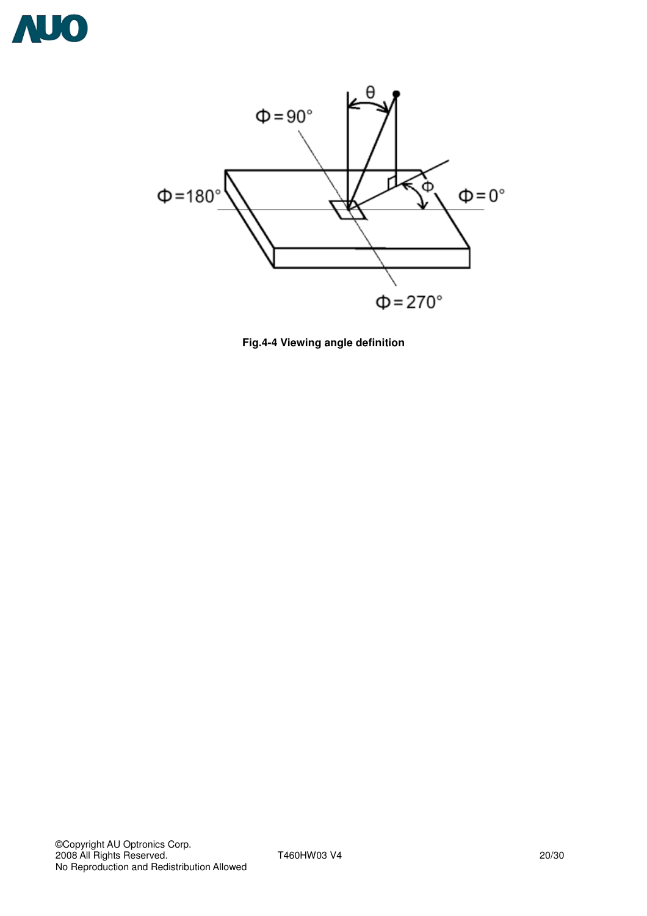Fig.4-4 Viewing angle definition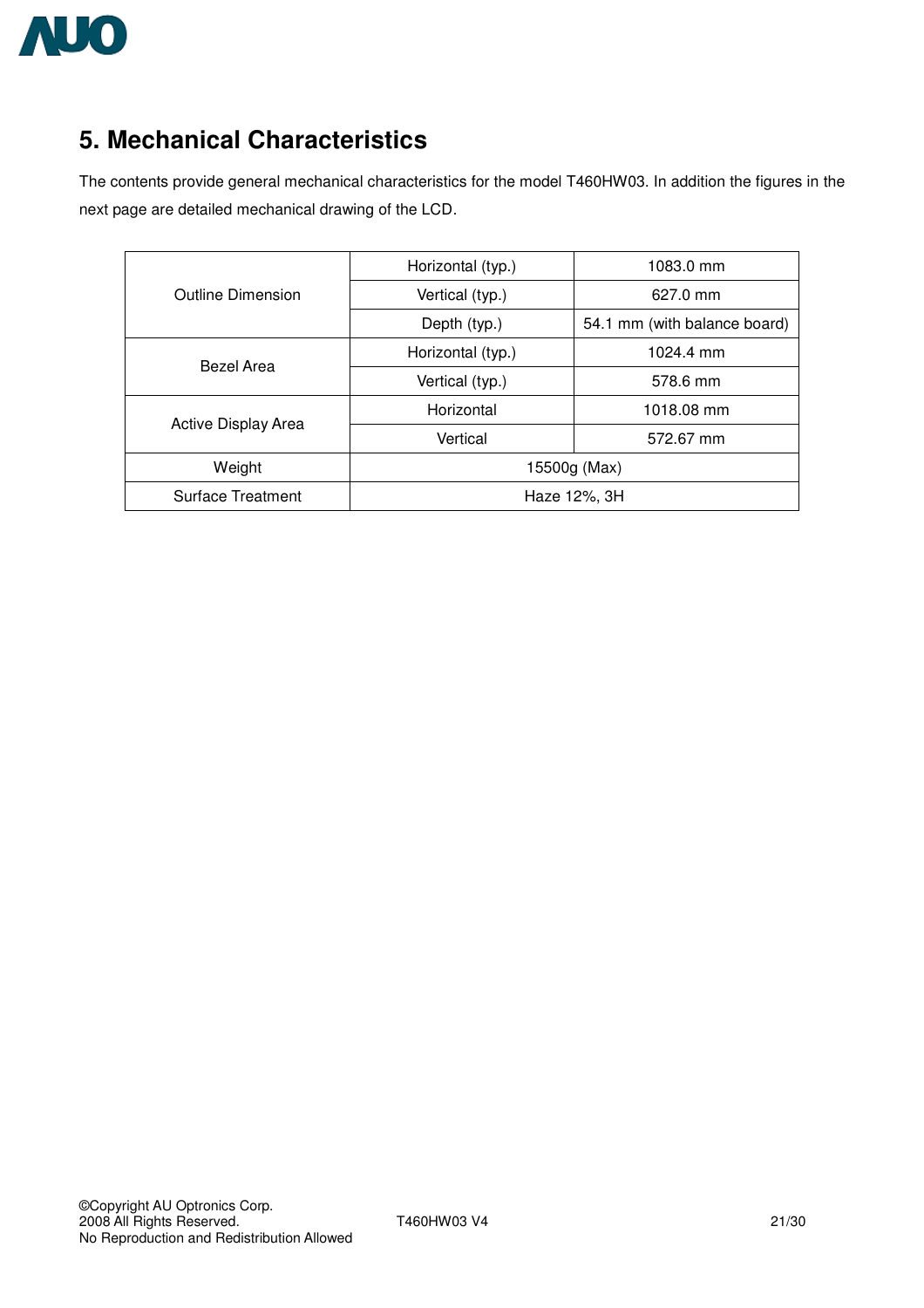# 5. Mechanical Characteristics

The contents provide general mechanical characteristics for the model T460HW03. In addition the figures in the next page are detailed mechanical drawing of the LCD.

| | | |
|---|---|---|
| Outline Dimension | Horizontal (typ.) | 1083.0 mm |
| | Vertical (typ.) | 627.0 mm |
| | Depth (typ.) | 54.1 mm (with balance board) |
| Bezel Area | Horizontal (typ.) | 1024.4 mm |
| | Vertical (typ.) | 578.6 mm |
| Active Display Area | Horizontal | 1018.08 mm |
| | Vertical | 572.67 mm |
| Weight | 15500g (Max) | |
| Surface Treatment | Haze 12%, 3H | |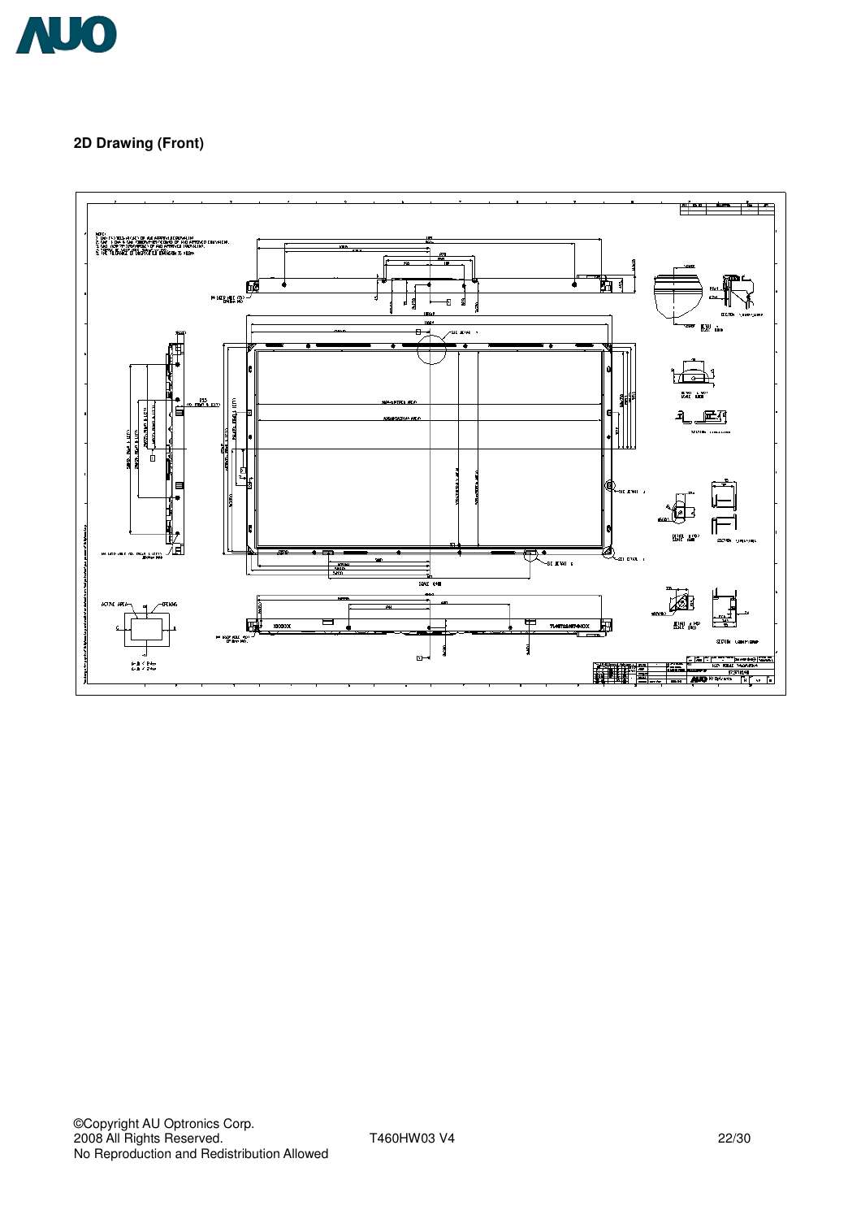## 2D Drawing (Front)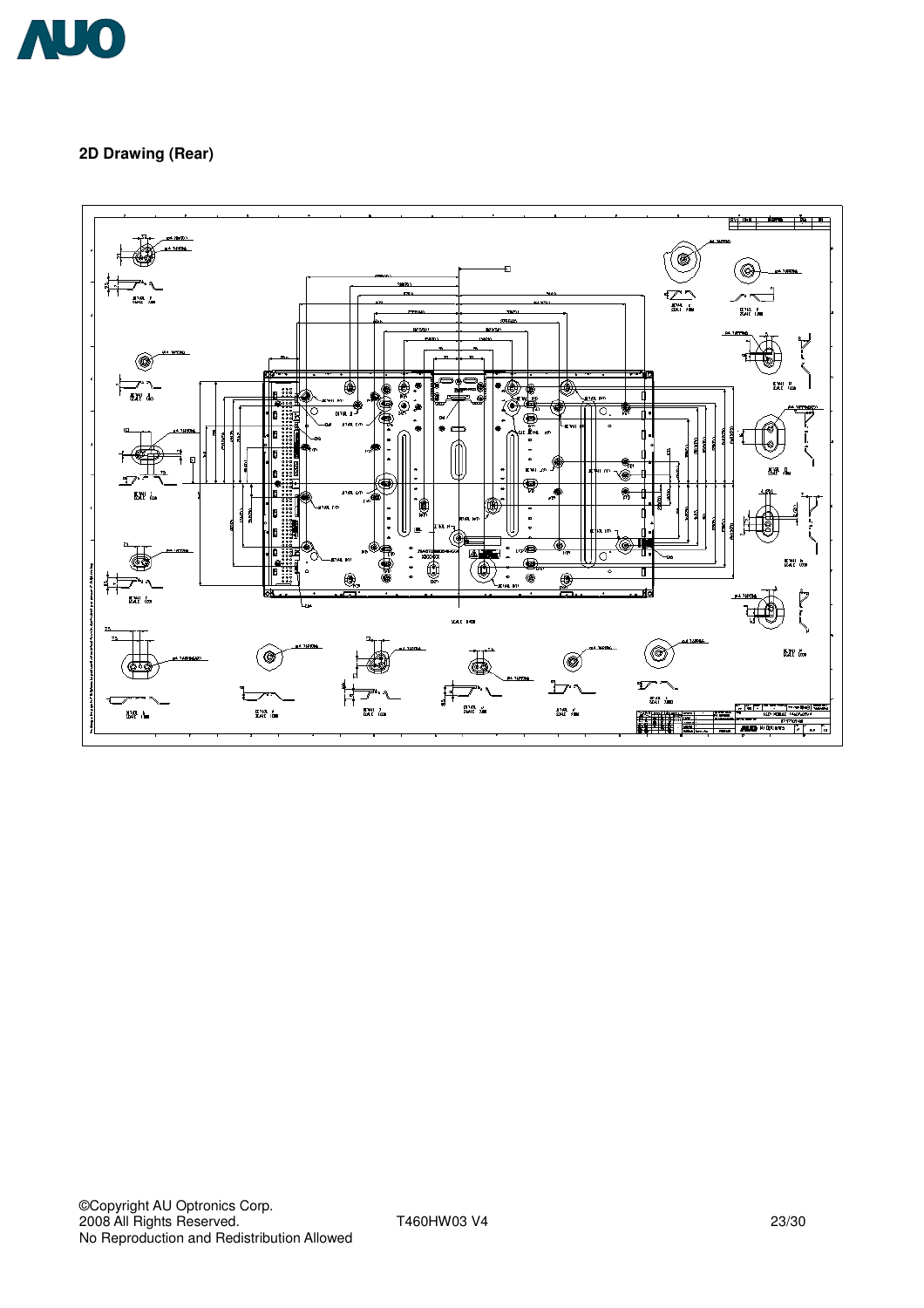## 2D Drawing (Rear)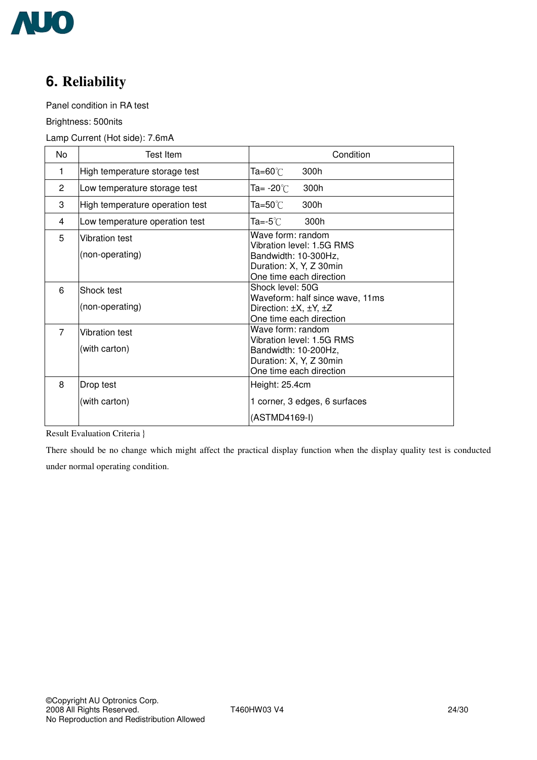# 6. Reliability

Panel condition in RA test

Brightness: 500nits

Lamp Current (Hot side): 7.6mA

| No | Test Item | Condition |
|---|---|---|
| 1 | High temperature storage test | Ta=60℃ 300h |
| 2 | Low temperature storage test | Ta= -20℃ 300h |
| 3 | High temperature operation test | Ta=50℃ 300h |
| 4 | Low temperature operation test | Ta=-5℃ 300h |
| 5 | Vibration test<br>(non-operating) | Wave form: random<br>Vibration level: 1.5G RMS<br>Bandwidth: 10-300Hz,<br>Duration: X, Y, Z 30min<br>One time each direction |
| 6 | Shock test<br>(non-operating) | Shock level: 50G<br>Waveform: half since wave, 11ms<br>Direction: ±X, ±Y, ±Z<br>One time each direction |
| 7 | Vibration test<br>(with carton) | Wave form: random<br>Vibration level: 1.5G RMS<br>Bandwidth: 10-200Hz,<br>Duration: X, Y, Z 30min<br>One time each direction |
| 8 | Drop test<br>(with carton) | Height: 25.4cm<br>1 corner, 3 edges, 6 surfaces<br>(ASTMD4169-I) |

Result Evaluation Criteria }

There should be no change which might affect the practical display function when the display quality test is conducted under normal operating condition.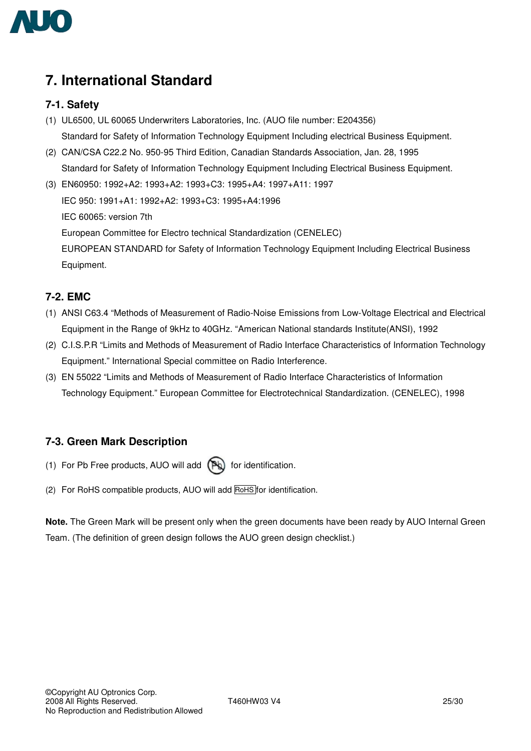# 7. International Standard

## 7-1. Safety

(1) UL6500, UL 60065 Underwriters Laboratories, Inc. (AUO file number: E204356)
Standard for Safety of Information Technology Equipment Including electrical Business Equipment.

(2) CAN/CSA C22.2 No. 950-95 Third Edition, Canadian Standards Association, Jan. 28, 1995
Standard for Safety of Information Technology Equipment Including Electrical Business Equipment.

(3) EN60950: 1992+A2: 1993+A2: 1993+C3: 1995+A4: 1997+A11: 1997
IEC 950: 1991+A1: 1992+A2: 1993+C3: 1995+A4:1996
IEC 60065: version 7th
European Committee for Electro technical Standardization (CENELEC)
EUROPEAN STANDARD for Safety of Information Technology Equipment Including Electrical Business Equipment.

## 7-2. EMC

(1) ANSI C63.4 "Methods of Measurement of Radio-Noise Emissions from Low-Voltage Electrical and Electrical Equipment in the Range of 9kHz to 40GHz. "American National standards Institute(ANSI), 1992

(2) C.I.S.P.R "Limits and Methods of Measurement of Radio Interface Characteristics of Information Technology Equipment." International Special committee on Radio Interference.

(3) EN 55022 "Limits and Methods of Measurement of Radio Interface Characteristics of Information Technology Equipment." European Committee for Electrotechnical Standardization. (CENELEC), 1998

## 7-3. Green Mark Description

(1) For Pb Free products, AUO will add (Pb) for identification.

(2) For RoHS compatible products, AUO will add RoHS for identification.

**Note.** The Green Mark will be present only when the green documents have been ready by AUO Internal Green Team. (The definition of green design follows the AUO green design checklist.)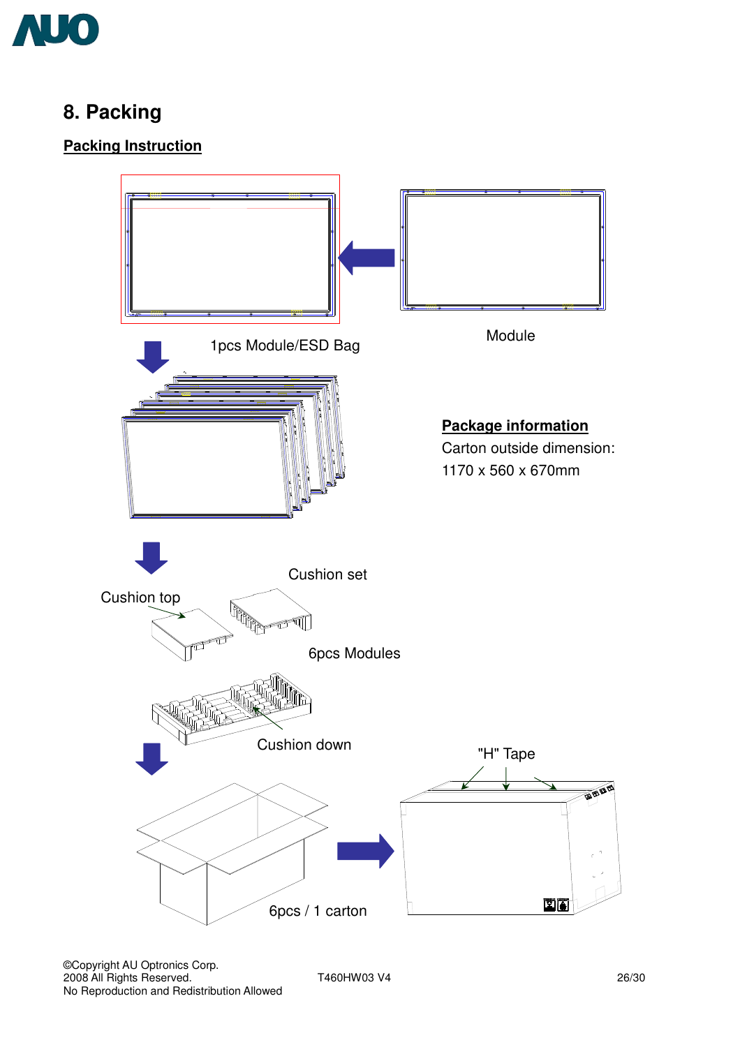# 8. Packing

**Packing Instruction**

1pcs Module/ESD Bag

Module

**Package information**

Carton outside dimension:

1170 x 560 x 670mm

Cushion set

Cushion top

6pcs Modules

Cushion down

"H" Tape

6pcs / 1 carton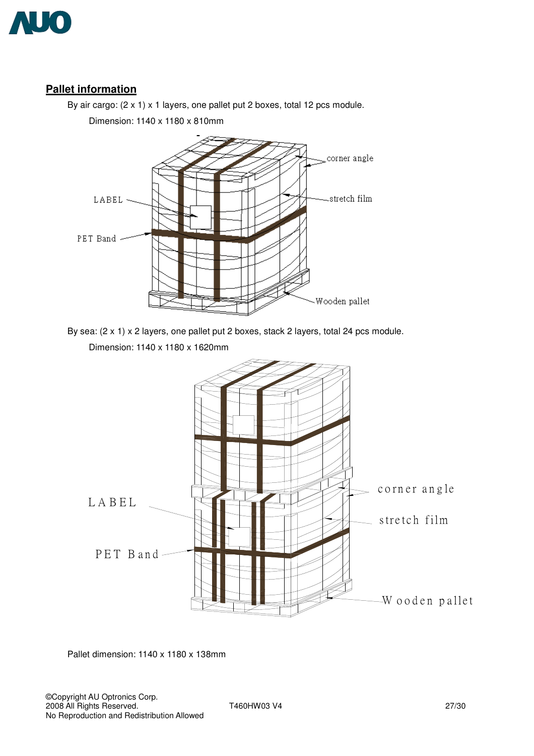## Pallet information

By air cargo: (2 x 1) x 1 layers, one pallet put 2 boxes, total 12 pcs module.

Dimension: 1140 x 1180 x 810mm

By sea: (2 x 1) x 2 layers, one pallet put 2 boxes, stack 2 layers, total 24 pcs module.

Dimension: 1140 x 1180 x 1620mm

Pallet dimension: 1140 x 1180 x 138mm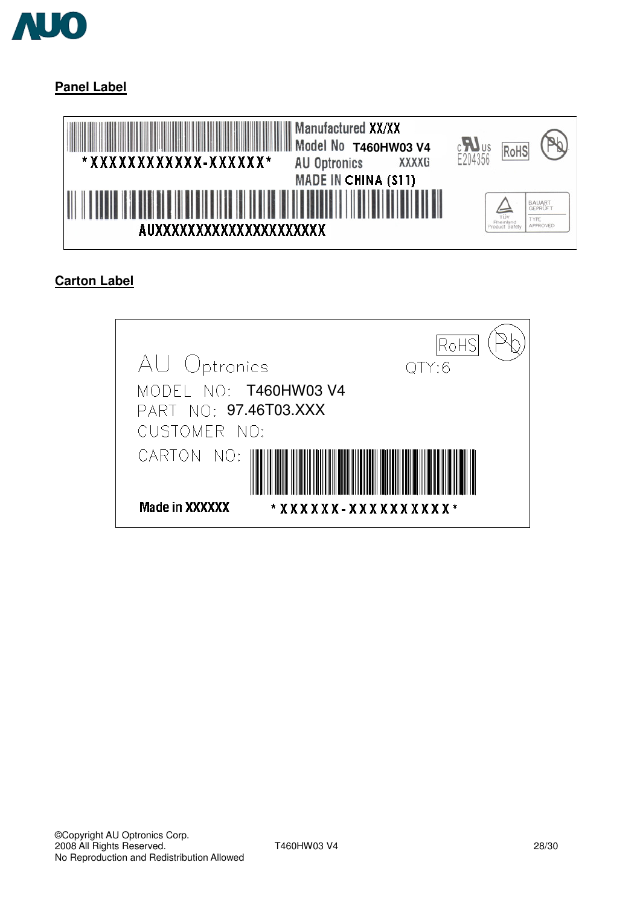**Panel Label**

*XXXXXXXXXXXX-XXXXXX*

Manufactured XX/XX

Model No T460HW03 V4

AU Optronics XXXXG

MADE IN CHINA (S11)

c UL us E204356 RoHS Pb

TÜV Rheinland Product Safety BAUART GEPRÜFT TYPE APPROVED

AUXXXXXXXXXXXXXXXXXXXXXX

**Carton Label**

AU Optronics

RoHS Pb

QTY:6

MODEL NO: T460HW03 V4

PART NO: 97.46T03.XXX

CUSTOMER NO:

CARTON NO:

Made in XXXXXX

* XXXXXX-XXXXXXXXXX *

©Copyright AU Optronics Corp.
2008 All Rights Reserved.
No Reproduction and Redistribution Allowed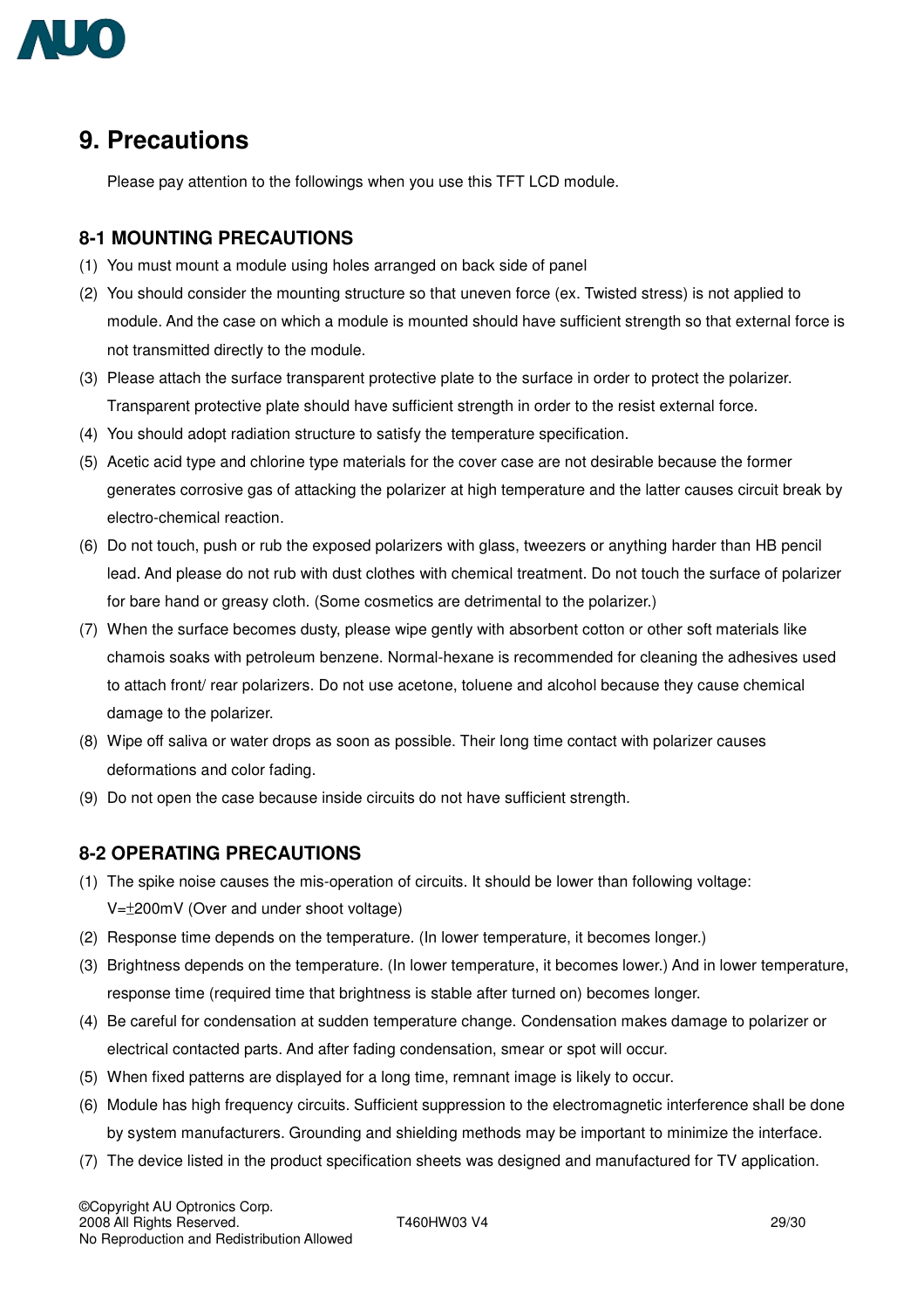# 9. Precautions

Please pay attention to the followings when you use this TFT LCD module.

## 8-1 MOUNTING PRECAUTIONS

(1) You must mount a module using holes arranged on back side of panel

(2) You should consider the mounting structure so that uneven force (ex. Twisted stress) is not applied to module. And the case on which a module is mounted should have sufficient strength so that external force is not transmitted directly to the module.

(3) Please attach the surface transparent protective plate to the surface in order to protect the polarizer. Transparent protective plate should have sufficient strength in order to the resist external force.

(4) You should adopt radiation structure to satisfy the temperature specification.

(5) Acetic acid type and chlorine type materials for the cover case are not desirable because the former generates corrosive gas of attacking the polarizer at high temperature and the latter causes circuit break by electro-chemical reaction.

(6) Do not touch, push or rub the exposed polarizers with glass, tweezers or anything harder than HB pencil lead. And please do not rub with dust clothes with chemical treatment. Do not touch the surface of polarizer for bare hand or greasy cloth. (Some cosmetics are detrimental to the polarizer.)

(7) When the surface becomes dusty, please wipe gently with absorbent cotton or other soft materials like chamois soaks with petroleum benzene. Normal-hexane is recommended for cleaning the adhesives used to attach front/ rear polarizers. Do not use acetone, toluene and alcohol because they cause chemical damage to the polarizer.

(8) Wipe off saliva or water drops as soon as possible. Their long time contact with polarizer causes deformations and color fading.

(9) Do not open the case because inside circuits do not have sufficient strength.

## 8-2 OPERATING PRECAUTIONS

(1) The spike noise causes the mis-operation of circuits. It should be lower than following voltage: V=±200mV (Over and under shoot voltage)

(2) Response time depends on the temperature. (In lower temperature, it becomes longer.)

(3) Brightness depends on the temperature. (In lower temperature, it becomes lower.) And in lower temperature, response time (required time that brightness is stable after turned on) becomes longer.

(4) Be careful for condensation at sudden temperature change. Condensation makes damage to polarizer or electrical contacted parts. And after fading condensation, smear or spot will occur.

(5) When fixed patterns are displayed for a long time, remnant image is likely to occur.

(6) Module has high frequency circuits. Sufficient suppression to the electromagnetic interference shall be done by system manufacturers. Grounding and shielding methods may be important to minimize the interface.

(7) The device listed in the product specification sheets was designed and manufactured for TV application.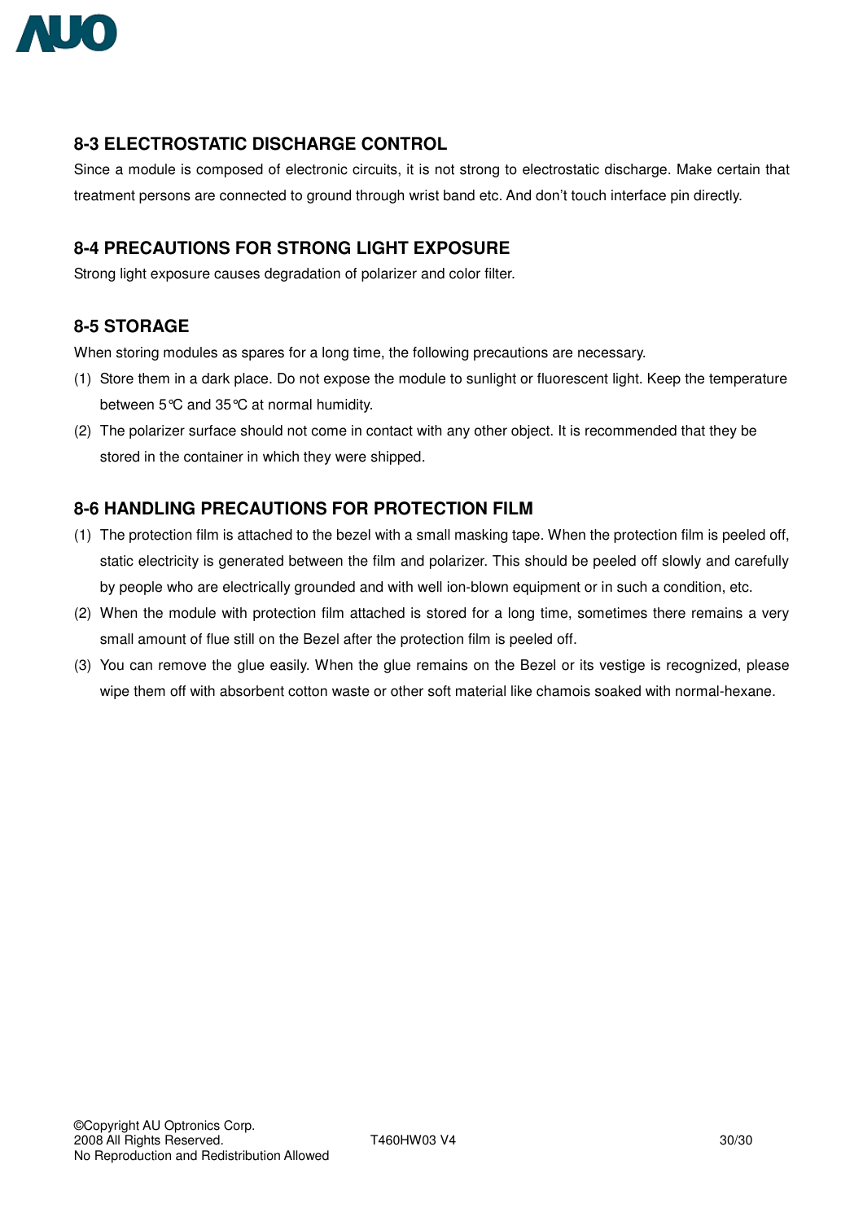## 8-3 ELECTROSTATIC DISCHARGE CONTROL

Since a module is composed of electronic circuits, it is not strong to electrostatic discharge. Make certain that treatment persons are connected to ground through wrist band etc. And don't touch interface pin directly.

## 8-4 PRECAUTIONS FOR STRONG LIGHT EXPOSURE

Strong light exposure causes degradation of polarizer and color filter.

## 8-5 STORAGE

When storing modules as spares for a long time, the following precautions are necessary.

(1) Store them in a dark place. Do not expose the module to sunlight or fluorescent light. Keep the temperature between 5℃ and 35℃ at normal humidity.

(2) The polarizer surface should not come in contact with any other object. It is recommended that they be stored in the container in which they were shipped.

## 8-6 HANDLING PRECAUTIONS FOR PROTECTION FILM

(1) The protection film is attached to the bezel with a small masking tape. When the protection film is peeled off, static electricity is generated between the film and polarizer. This should be peeled off slowly and carefully by people who are electrically grounded and with well ion-blown equipment or in such a condition, etc.

(2) When the module with protection film attached is stored for a long time, sometimes there remains a very small amount of flue still on the Bezel after the protection film is peeled off.

(3) You can remove the glue easily. When the glue remains on the Bezel or its vestige is recognized, please wipe them off with absorbent cotton waste or other soft material like chamois soaked with normal-hexane.

©Copyright AU Optronics Corp.
2008 All Rights Reserved.
No Reproduction and Redistribution Allowed

T460HW03 V4